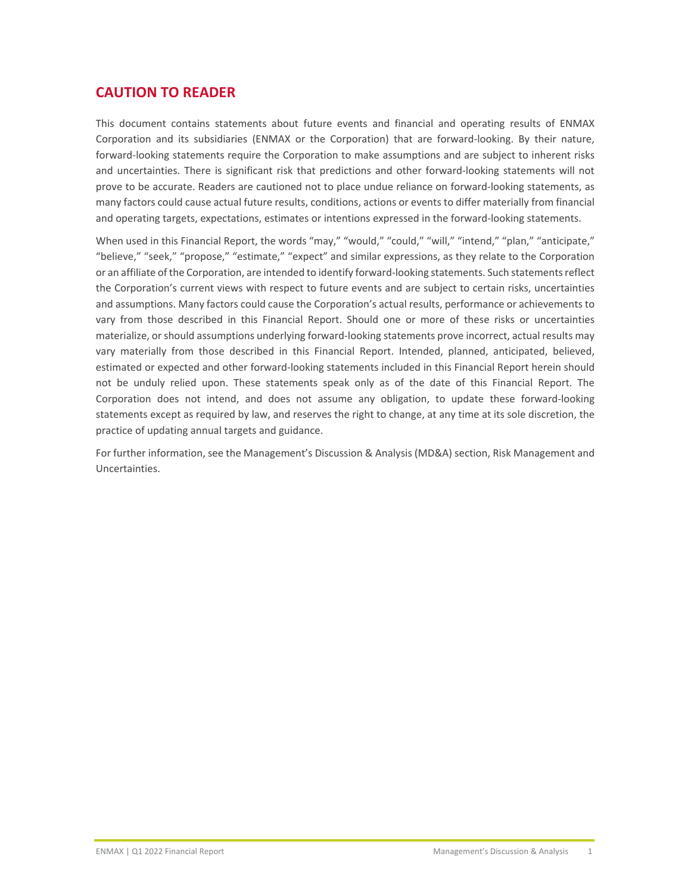## CAUTION TO READER

This document contains statements about future events and financial and operating results of ENMAX Corporation and its subsidiaries (ENMAX or the Corporation) that are forward-looking. By their nature, forward-looking statements require the Corporation to make assumptions and are subject to inherent risks and uncertainties. There is significant risk that predictions and other forward-looking statements will not prove to be accurate. Readers are cautioned not to place undue reliance on forward-looking statements, as many factors could cause actual future results, conditions, actions or events to differ materially from financial and operating targets, expectations, estimates or intentions expressed in the forward-looking statements.

When used in this Financial Report, the words "may," "would," "could," "will," "intend," "plan," "anticipate," "believe," "seek," "propose," "estimate," "expect" and similar expressions, as they relate to the Corporation or an affiliate of the Corporation, are intended to identify forward-looking statements. Such statements reflect the Corporation's current views with respect to future events and are subject to certain risks, uncertainties and assumptions. Many factors could cause the Corporation's actual results, performance or achievements to vary from those described in this Financial Report. Should one or more of these risks or uncertainties materialize, or should assumptions underlying forward-looking statements prove incorrect, actual results may vary materially from those described in this Financial Report. Intended, planned, anticipated, believed, estimated or expected and other forward-looking statements included in this Financial Report herein should not be unduly relied upon. These statements speak only as of the date of this Financial Report. The Corporation does not intend, and does not assume any obligation, to update these forward-looking statements except as required by law, and reserves the right to change, at any time at its sole discretion, the practice of updating annual targets and guidance.

For further information, see the Management's Discussion & Analysis (MD&A) section, Risk Management and Uncertainties.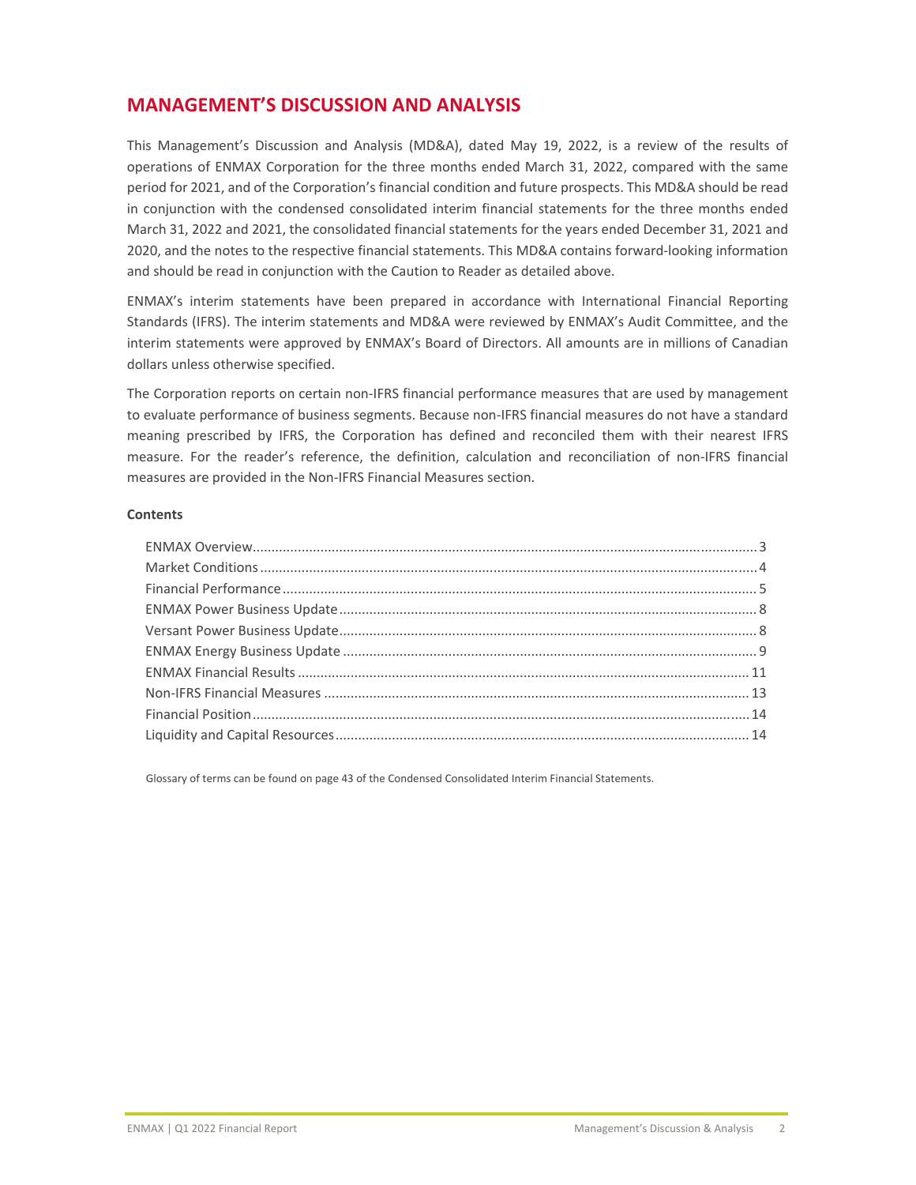# MANAGEMENT'S DISCUSSION AND ANALYSIS

This Management's Discussion and Analysis (MD&A), dated May 19, 2022, is a review of the results of operations of ENMAX Corporation for the three months ended March 31, 2022, compared with the same period for 2021, and of the Corporation's financial condition and future prospects. This MD&A should be read in conjunction with the condensed consolidated interim financial statements for the three months ended March 31, 2022 and 2021, the consolidated financial statements for the years ended December 31, 2021 and 2020, and the notes to the respective financial statements. This MD&A contains forward-looking information and should be read in conjunction with the Caution to Reader as detailed above.

ENMAX's interim statements have been prepared in accordance with International Financial Reporting Standards (IFRS). The interim statements and MD&A were reviewed by ENMAX's Audit Committee, and the interim statements were approved by ENMAX's Board of Directors. All amounts are in millions of Canadian dollars unless otherwise specified.

The Corporation reports on certain non-IFRS financial performance measures that are used by management to evaluate performance of business segments. Because non-IFRS financial measures do not have a standard meaning prescribed by IFRS, the Corporation has defined and reconciled them with their nearest IFRS measure. For the reader's reference, the definition, calculation and reconciliation of non-IFRS financial measures are provided in the Non-IFRS Financial Measures section.

**Contents**

| | |
|---|---|
| ENMAX Overview | 3 |
| Market Conditions | 4 |
| Financial Performance | 5 |
| ENMAX Power Business Update | 8 |
| Versant Power Business Update | 8 |
| ENMAX Energy Business Update | 9 |
| ENMAX Financial Results | 11 |
| Non-IFRS Financial Measures | 13 |
| Financial Position | 14 |
| Liquidity and Capital Resources | 14 |

Glossary of terms can be found on page 43 of the Condensed Consolidated Interim Financial Statements.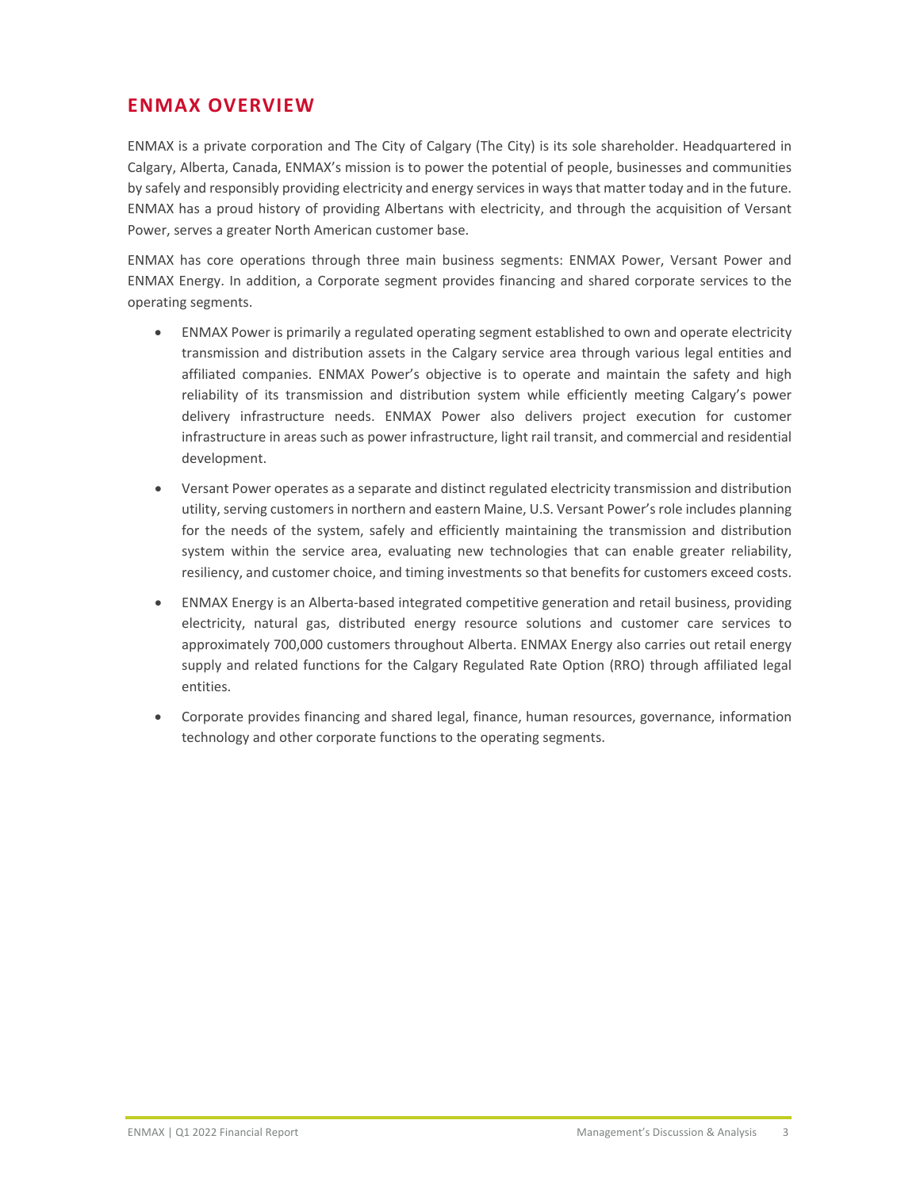## ENMAX OVERVIEW

ENMAX is a private corporation and The City of Calgary (The City) is its sole shareholder. Headquartered in Calgary, Alberta, Canada, ENMAX's mission is to power the potential of people, businesses and communities by safely and responsibly providing electricity and energy services in ways that matter today and in the future. ENMAX has a proud history of providing Albertans with electricity, and through the acquisition of Versant Power, serves a greater North American customer base.

ENMAX has core operations through three main business segments: ENMAX Power, Versant Power and ENMAX Energy. In addition, a Corporate segment provides financing and shared corporate services to the operating segments.

- ENMAX Power is primarily a regulated operating segment established to own and operate electricity transmission and distribution assets in the Calgary service area through various legal entities and affiliated companies. ENMAX Power's objective is to operate and maintain the safety and high reliability of its transmission and distribution system while efficiently meeting Calgary's power delivery infrastructure needs. ENMAX Power also delivers project execution for customer infrastructure in areas such as power infrastructure, light rail transit, and commercial and residential development.
- Versant Power operates as a separate and distinct regulated electricity transmission and distribution utility, serving customers in northern and eastern Maine, U.S. Versant Power's role includes planning for the needs of the system, safely and efficiently maintaining the transmission and distribution system within the service area, evaluating new technologies that can enable greater reliability, resiliency, and customer choice, and timing investments so that benefits for customers exceed costs.
- ENMAX Energy is an Alberta-based integrated competitive generation and retail business, providing electricity, natural gas, distributed energy resource solutions and customer care services to approximately 700,000 customers throughout Alberta. ENMAX Energy also carries out retail energy supply and related functions for the Calgary Regulated Rate Option (RRO) through affiliated legal entities.
- Corporate provides financing and shared legal, finance, human resources, governance, information technology and other corporate functions to the operating segments.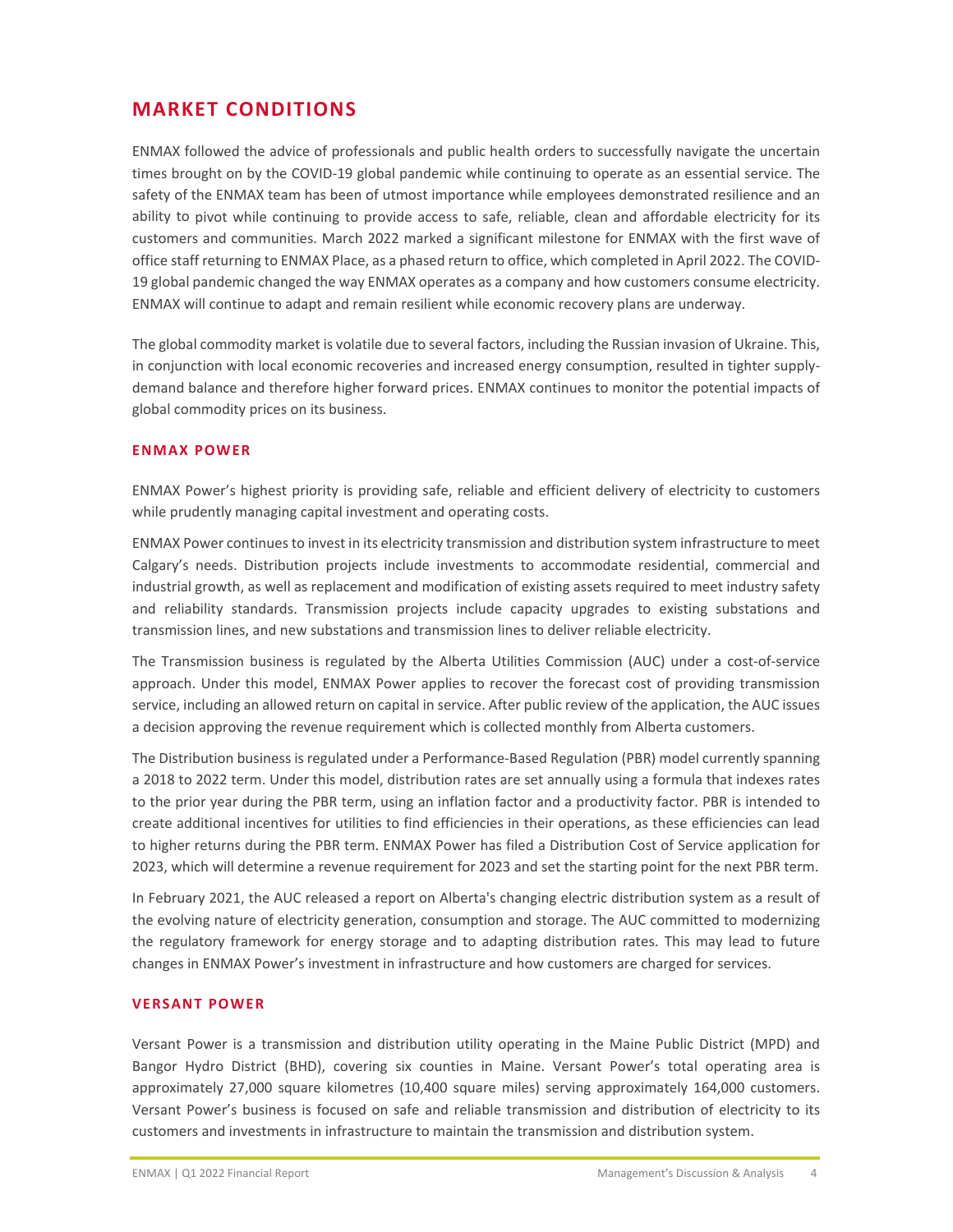## MARKET CONDITIONS

ENMAX followed the advice of professionals and public health orders to successfully navigate the uncertain times brought on by the COVID-19 global pandemic while continuing to operate as an essential service. The safety of the ENMAX team has been of utmost importance while employees demonstrated resilience and an ability to pivot while continuing to provide access to safe, reliable, clean and affordable electricity for its customers and communities. March 2022 marked a significant milestone for ENMAX with the first wave of office staff returning to ENMAX Place, as a phased return to office, which completed in April 2022. The COVID-19 global pandemic changed the way ENMAX operates as a company and how customers consume electricity. ENMAX will continue to adapt and remain resilient while economic recovery plans are underway.

The global commodity market is volatile due to several factors, including the Russian invasion of Ukraine. This, in conjunction with local economic recoveries and increased energy consumption, resulted in tighter supply-demand balance and therefore higher forward prices. ENMAX continues to monitor the potential impacts of global commodity prices on its business.

### ENMAX POWER

ENMAX Power's highest priority is providing safe, reliable and efficient delivery of electricity to customers while prudently managing capital investment and operating costs.

ENMAX Power continues to invest in its electricity transmission and distribution system infrastructure to meet Calgary's needs. Distribution projects include investments to accommodate residential, commercial and industrial growth, as well as replacement and modification of existing assets required to meet industry safety and reliability standards. Transmission projects include capacity upgrades to existing substations and transmission lines, and new substations and transmission lines to deliver reliable electricity.

The Transmission business is regulated by the Alberta Utilities Commission (AUC) under a cost-of-service approach. Under this model, ENMAX Power applies to recover the forecast cost of providing transmission service, including an allowed return on capital in service. After public review of the application, the AUC issues a decision approving the revenue requirement which is collected monthly from Alberta customers.

The Distribution business is regulated under a Performance-Based Regulation (PBR) model currently spanning a 2018 to 2022 term. Under this model, distribution rates are set annually using a formula that indexes rates to the prior year during the PBR term, using an inflation factor and a productivity factor. PBR is intended to create additional incentives for utilities to find efficiencies in their operations, as these efficiencies can lead to higher returns during the PBR term. ENMAX Power has filed a Distribution Cost of Service application for 2023, which will determine a revenue requirement for 2023 and set the starting point for the next PBR term.

In February 2021, the AUC released a report on Alberta's changing electric distribution system as a result of the evolving nature of electricity generation, consumption and storage. The AUC committed to modernizing the regulatory framework for energy storage and to adapting distribution rates. This may lead to future changes in ENMAX Power's investment in infrastructure and how customers are charged for services.

### VERSANT POWER

Versant Power is a transmission and distribution utility operating in the Maine Public District (MPD) and Bangor Hydro District (BHD), covering six counties in Maine. Versant Power's total operating area is approximately 27,000 square kilometres (10,400 square miles) serving approximately 164,000 customers. Versant Power's business is focused on safe and reliable transmission and distribution of electricity to its customers and investments in infrastructure to maintain the transmission and distribution system.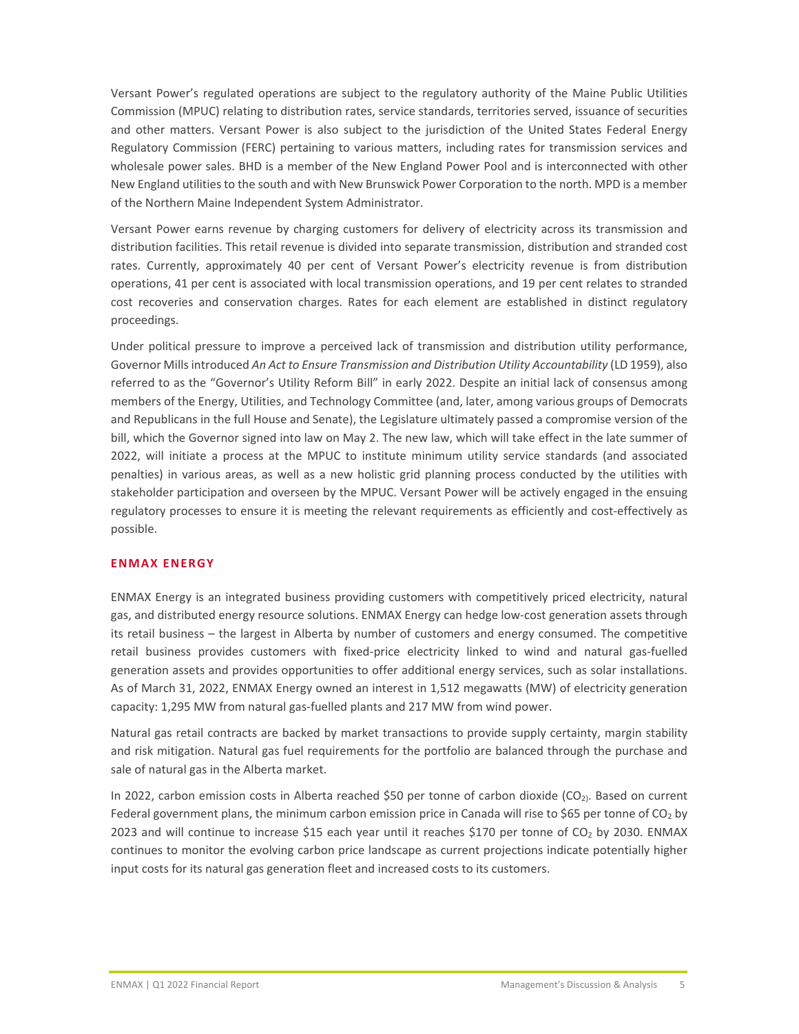Versant Power's regulated operations are subject to the regulatory authority of the Maine Public Utilities Commission (MPUC) relating to distribution rates, service standards, territories served, issuance of securities and other matters. Versant Power is also subject to the jurisdiction of the United States Federal Energy Regulatory Commission (FERC) pertaining to various matters, including rates for transmission services and wholesale power sales. BHD is a member of the New England Power Pool and is interconnected with other New England utilities to the south and with New Brunswick Power Corporation to the north. MPD is a member of the Northern Maine Independent System Administrator.

Versant Power earns revenue by charging customers for delivery of electricity across its transmission and distribution facilities. This retail revenue is divided into separate transmission, distribution and stranded cost rates. Currently, approximately 40 per cent of Versant Power's electricity revenue is from distribution operations, 41 per cent is associated with local transmission operations, and 19 per cent relates to stranded cost recoveries and conservation charges. Rates for each element are established in distinct regulatory proceedings.

Under political pressure to improve a perceived lack of transmission and distribution utility performance, Governor Mills introduced *An Act to Ensure Transmission and Distribution Utility Accountability* (LD 1959), also referred to as the "Governor's Utility Reform Bill" in early 2022. Despite an initial lack of consensus among members of the Energy, Utilities, and Technology Committee (and, later, among various groups of Democrats and Republicans in the full House and Senate), the Legislature ultimately passed a compromise version of the bill, which the Governor signed into law on May 2. The new law, which will take effect in the late summer of 2022, will initiate a process at the MPUC to institute minimum utility service standards (and associated penalties) in various areas, as well as a new holistic grid planning process conducted by the utilities with stakeholder participation and overseen by the MPUC. Versant Power will be actively engaged in the ensuing regulatory processes to ensure it is meeting the relevant requirements as efficiently and cost-effectively as possible.

## ENMAX ENERGY

ENMAX Energy is an integrated business providing customers with competitively priced electricity, natural gas, and distributed energy resource solutions. ENMAX Energy can hedge low-cost generation assets through its retail business – the largest in Alberta by number of customers and energy consumed. The competitive retail business provides customers with fixed-price electricity linked to wind and natural gas-fuelled generation assets and provides opportunities to offer additional energy services, such as solar installations. As of March 31, 2022, ENMAX Energy owned an interest in 1,512 megawatts (MW) of electricity generation capacity: 1,295 MW from natural gas-fuelled plants and 217 MW from wind power.

Natural gas retail contracts are backed by market transactions to provide supply certainty, margin stability and risk mitigation. Natural gas fuel requirements for the portfolio are balanced through the purchase and sale of natural gas in the Alberta market.

In 2022, carbon emission costs in Alberta reached $50 per tonne of carbon dioxide ($CO_2$). Based on current Federal government plans, the minimum carbon emission price in Canada will rise to $65 per tonne of $CO_2$ by 2023 and will continue to increase $15 each year until it reaches $170 per tonne of $CO_2$ by 2030. ENMAX continues to monitor the evolving carbon price landscape as current projections indicate potentially higher input costs for its natural gas generation fleet and increased costs to its customers.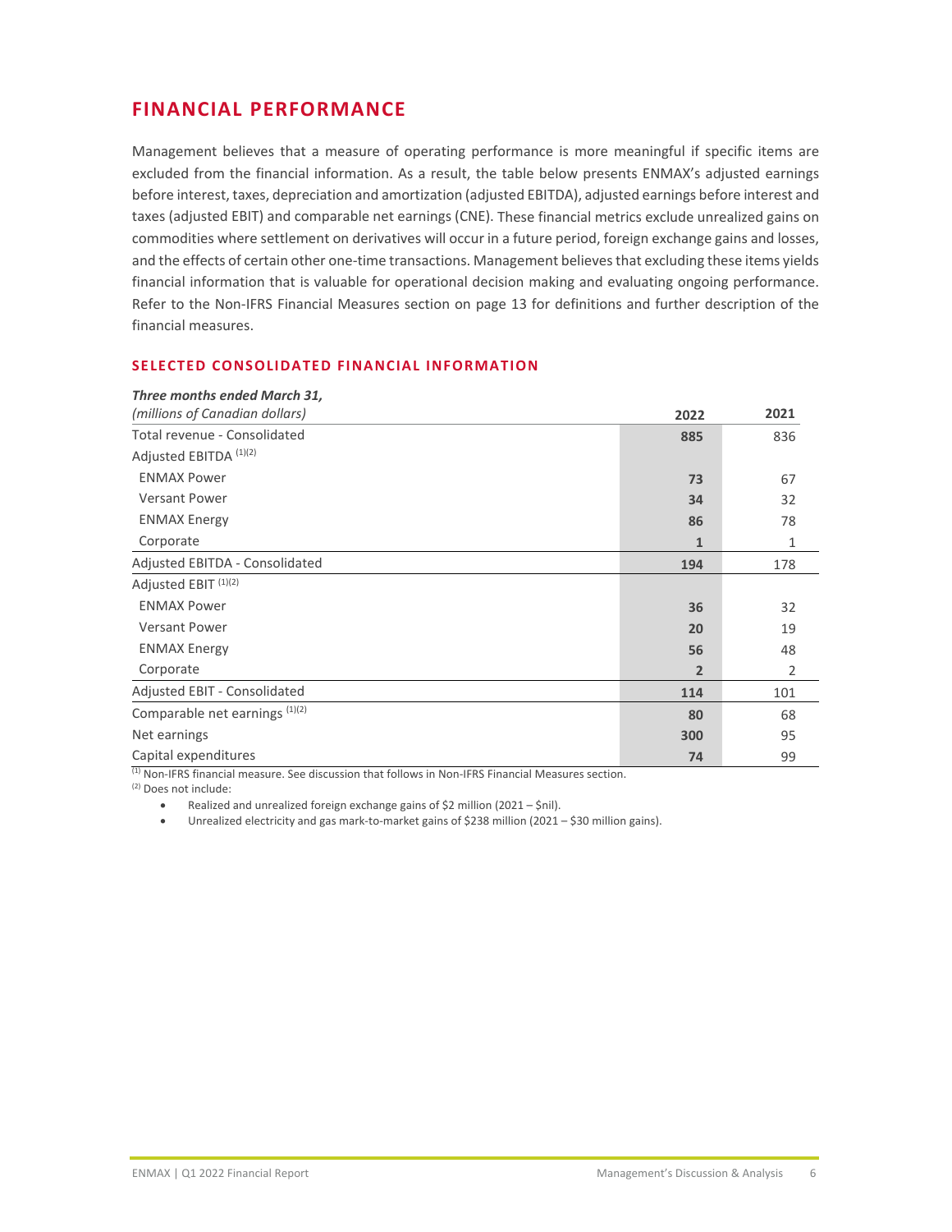## FINANCIAL PERFORMANCE

Management believes that a measure of operating performance is more meaningful if specific items are excluded from the financial information. As a result, the table below presents ENMAX's adjusted earnings before interest, taxes, depreciation and amortization (adjusted EBITDA), adjusted earnings before interest and taxes (adjusted EBIT) and comparable net earnings (CNE). These financial metrics exclude unrealized gains on commodities where settlement on derivatives will occur in a future period, foreign exchange gains and losses, and the effects of certain other one-time transactions. Management believes that excluding these items yields financial information that is valuable for operational decision making and evaluating ongoing performance. Refer to the Non-IFRS Financial Measures section on page 13 for definitions and further description of the financial measures.

### SELECTED CONSOLIDATED FINANCIAL INFORMATION

| ***Three months ended March 31,*** *(millions of Canadian dollars)* | **2022** | **2021** |
|---|---|---|
| Total revenue - Consolidated | **885** | 836 |
| Adjusted EBITDA [(1)(2)] | | |
| ENMAX Power | **73** | 67 |
| Versant Power | **34** | 32 |
| ENMAX Energy | **86** | 78 |
| Corporate | **1** | 1 |
| Adjusted EBITDA - Consolidated | **194** | 178 |
| Adjusted EBIT [(1)(2)] | | |
| ENMAX Power | **36** | 32 |
| Versant Power | **20** | 19 |
| ENMAX Energy | **56** | 48 |
| Corporate | **2** | 2 |
| Adjusted EBIT - Consolidated | **114** | 101 |
| Comparable net earnings [(1)(2)] | **80** | 68 |
| Net earnings | **300** | 95 |
| Capital expenditures | **74** | 99 |

[(1)] Non-IFRS financial measure. See discussion that follows in Non-IFRS Financial Measures section.

[(2)] Does not include:

- Realized and unrealized foreign exchange gains of $2 million (2021 – $nil).
- Unrealized electricity and gas mark-to-market gains of $238 million (2021 – $30 million gains).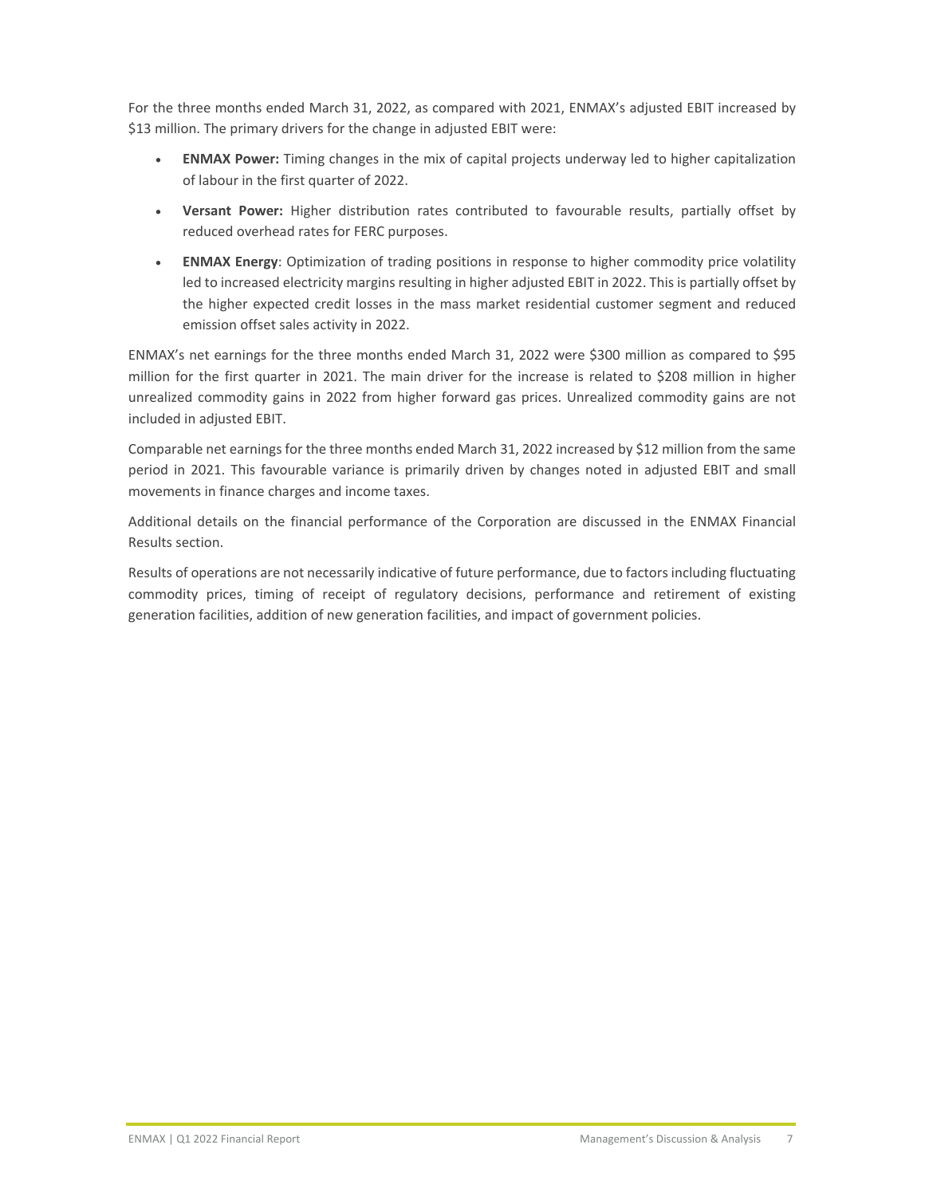For the three months ended March 31, 2022, as compared with 2021, ENMAX's adjusted EBIT increased by $13 million. The primary drivers for the change in adjusted EBIT were:

- **ENMAX Power:** Timing changes in the mix of capital projects underway led to higher capitalization of labour in the first quarter of 2022.
- **Versant Power:** Higher distribution rates contributed to favourable results, partially offset by reduced overhead rates for FERC purposes.
- **ENMAX Energy**: Optimization of trading positions in response to higher commodity price volatility led to increased electricity margins resulting in higher adjusted EBIT in 2022. This is partially offset by the higher expected credit losses in the mass market residential customer segment and reduced emission offset sales activity in 2022.

ENMAX's net earnings for the three months ended March 31, 2022 were $300 million as compared to $95 million for the first quarter in 2021. The main driver for the increase is related to $208 million in higher unrealized commodity gains in 2022 from higher forward gas prices. Unrealized commodity gains are not included in adjusted EBIT.

Comparable net earnings for the three months ended March 31, 2022 increased by $12 million from the same period in 2021. This favourable variance is primarily driven by changes noted in adjusted EBIT and small movements in finance charges and income taxes.

Additional details on the financial performance of the Corporation are discussed in the ENMAX Financial Results section.

Results of operations are not necessarily indicative of future performance, due to factors including fluctuating commodity prices, timing of receipt of regulatory decisions, performance and retirement of existing generation facilities, addition of new generation facilities, and impact of government policies.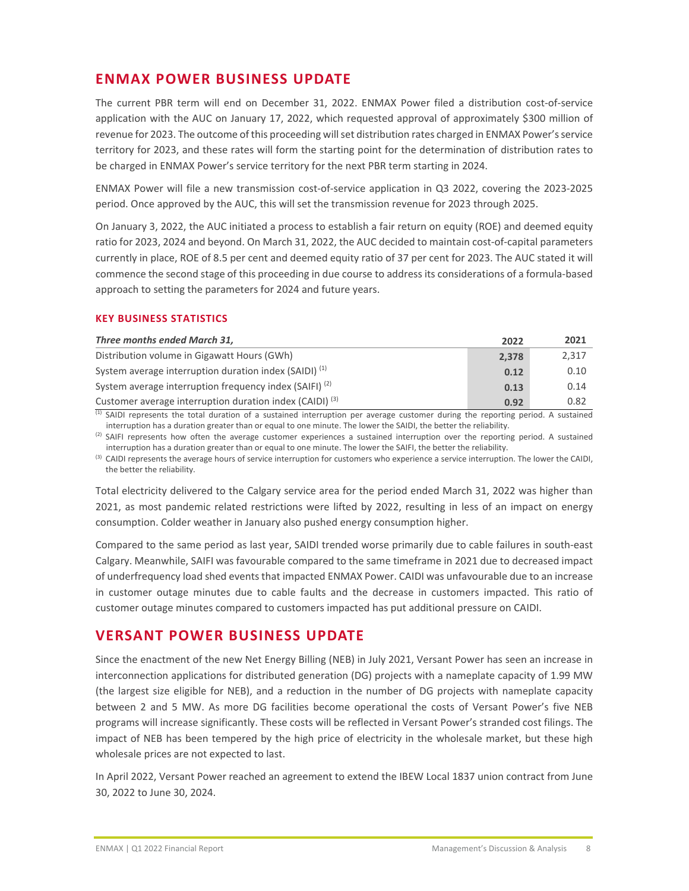## ENMAX POWER BUSINESS UPDATE

The current PBR term will end on December 31, 2022. ENMAX Power filed a distribution cost-of-service application with the AUC on January 17, 2022, which requested approval of approximately $300 million of revenue for 2023. The outcome of this proceeding will set distribution rates charged in ENMAX Power's service territory for 2023, and these rates will form the starting point for the determination of distribution rates to be charged in ENMAX Power's service territory for the next PBR term starting in 2024.

ENMAX Power will file a new transmission cost-of-service application in Q3 2022, covering the 2023-2025 period. Once approved by the AUC, this will set the transmission revenue for 2023 through 2025.

On January 3, 2022, the AUC initiated a process to establish a fair return on equity (ROE) and deemed equity ratio for 2023, 2024 and beyond. On March 31, 2022, the AUC decided to maintain cost-of-capital parameters currently in place, ROE of 8.5 per cent and deemed equity ratio of 37 per cent for 2023. The AUC stated it will commence the second stage of this proceeding in due course to address its considerations of a formula-based approach to setting the parameters for 2024 and future years.

### KEY BUSINESS STATISTICS

| *Three months ended March 31,* | 2022 | 2021 |
|---|---|---|
| Distribution volume in Gigawatt Hours (GWh) | **2,378** | 2,317 |
| System average interruption duration index (SAIDI) [(1)] | **0.12** | 0.10 |
| System average interruption frequency index (SAIFI) [(2)] | **0.13** | 0.14 |
| Customer average interruption duration index (CAIDI) [(3)] | **0.92** | 0.82 |

[(1)] SAIDI represents the total duration of a sustained interruption per average customer during the reporting period. A sustained interruption has a duration greater than or equal to one minute. The lower the SAIDI, the better the reliability.

[(2)] SAIFI represents how often the average customer experiences a sustained interruption over the reporting period. A sustained interruption has a duration greater than or equal to one minute. The lower the SAIFI, the better the reliability.

[(3)] CAIDI represents the average hours of service interruption for customers who experience a service interruption. The lower the CAIDI, the better the reliability.

Total electricity delivered to the Calgary service area for the period ended March 31, 2022 was higher than 2021, as most pandemic related restrictions were lifted by 2022, resulting in less of an impact on energy consumption. Colder weather in January also pushed energy consumption higher.

Compared to the same period as last year, SAIDI trended worse primarily due to cable failures in south-east Calgary. Meanwhile, SAIFI was favourable compared to the same timeframe in 2021 due to decreased impact of underfrequency load shed events that impacted ENMAX Power. CAIDI was unfavourable due to an increase in customer outage minutes due to cable faults and the decrease in customers impacted. This ratio of customer outage minutes compared to customers impacted has put additional pressure on CAIDI.

## VERSANT POWER BUSINESS UPDATE

Since the enactment of the new Net Energy Billing (NEB) in July 2021, Versant Power has seen an increase in interconnection applications for distributed generation (DG) projects with a nameplate capacity of 1.99 MW (the largest size eligible for NEB), and a reduction in the number of DG projects with nameplate capacity between 2 and 5 MW. As more DG facilities become operational the costs of Versant Power's five NEB programs will increase significantly. These costs will be reflected in Versant Power's stranded cost filings. The impact of NEB has been tempered by the high price of electricity in the wholesale market, but these high wholesale prices are not expected to last.

In April 2022, Versant Power reached an agreement to extend the IBEW Local 1837 union contract from June 30, 2022 to June 30, 2024.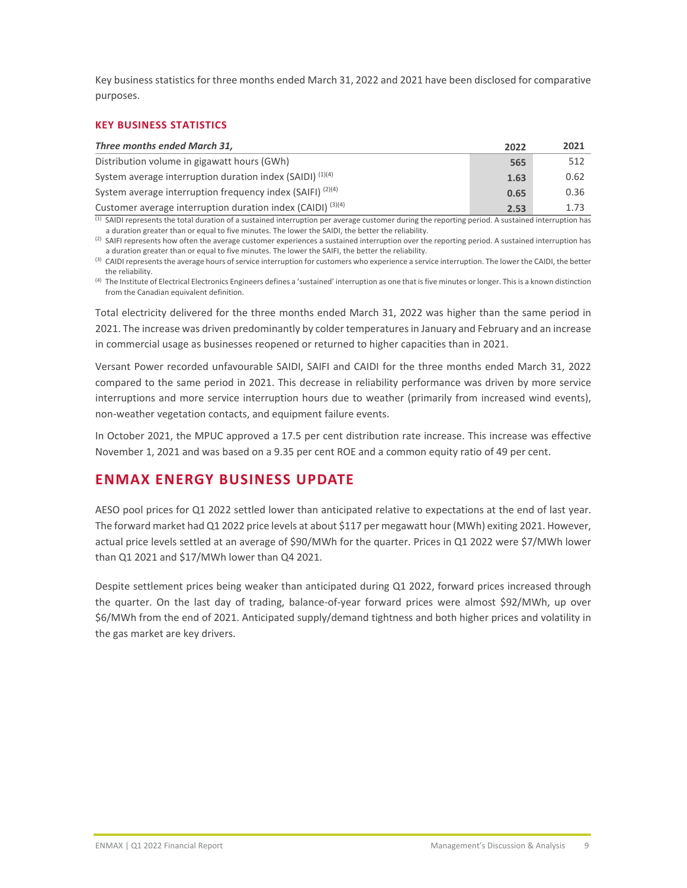Key business statistics for three months ended March 31, 2022 and 2021 have been disclosed for comparative purposes.

### KEY BUSINESS STATISTICS

| *Three months ended March 31,* | 2022 | 2021 |
|---|---|---|
| Distribution volume in gigawatt hours (GWh) | **565** | 512 |
| System average interruption duration index (SAIDI) [(1)(4)] | **1.63** | 0.62 |
| System average interruption frequency index (SAIFI) [(2)(4)] | **0.65** | 0.36 |
| Customer average interruption duration index (CAIDI) [(3)(4)] | **2.53** | 1.73 |

[(1)] SAIDI represents the total duration of a sustained interruption per average customer during the reporting period. A sustained interruption has a duration greater than or equal to five minutes. The lower the SAIDI, the better the reliability.

[(2)] SAIFI represents how often the average customer experiences a sustained interruption over the reporting period. A sustained interruption has a duration greater than or equal to five minutes. The lower the SAIFI, the better the reliability.

[(3)] CAIDI represents the average hours of service interruption for customers who experience a service interruption. The lower the CAIDI, the better the reliability.

[(4)] The Institute of Electrical Electronics Engineers defines a 'sustained' interruption as one that is five minutes or longer. This is a known distinction from the Canadian equivalent definition.

Total electricity delivered for the three months ended March 31, 2022 was higher than the same period in 2021. The increase was driven predominantly by colder temperatures in January and February and an increase in commercial usage as businesses reopened or returned to higher capacities than in 2021.

Versant Power recorded unfavourable SAIDI, SAIFI and CAIDI for the three months ended March 31, 2022 compared to the same period in 2021. This decrease in reliability performance was driven by more service interruptions and more service interruption hours due to weather (primarily from increased wind events), non-weather vegetation contacts, and equipment failure events.

In October 2021, the MPUC approved a 17.5 per cent distribution rate increase. This increase was effective November 1, 2021 and was based on a 9.35 per cent ROE and a common equity ratio of 49 per cent.

## ENMAX ENERGY BUSINESS UPDATE

AESO pool prices for Q1 2022 settled lower than anticipated relative to expectations at the end of last year. The forward market had Q1 2022 price levels at about $117 per megawatt hour (MWh) exiting 2021. However, actual price levels settled at an average of $90/MWh for the quarter. Prices in Q1 2022 were $7/MWh lower than Q1 2021 and $17/MWh lower than Q4 2021.

Despite settlement prices being weaker than anticipated during Q1 2022, forward prices increased through the quarter. On the last day of trading, balance-of-year forward prices were almost $92/MWh, up over $6/MWh from the end of 2021. Anticipated supply/demand tightness and both higher prices and volatility in the gas market are key drivers.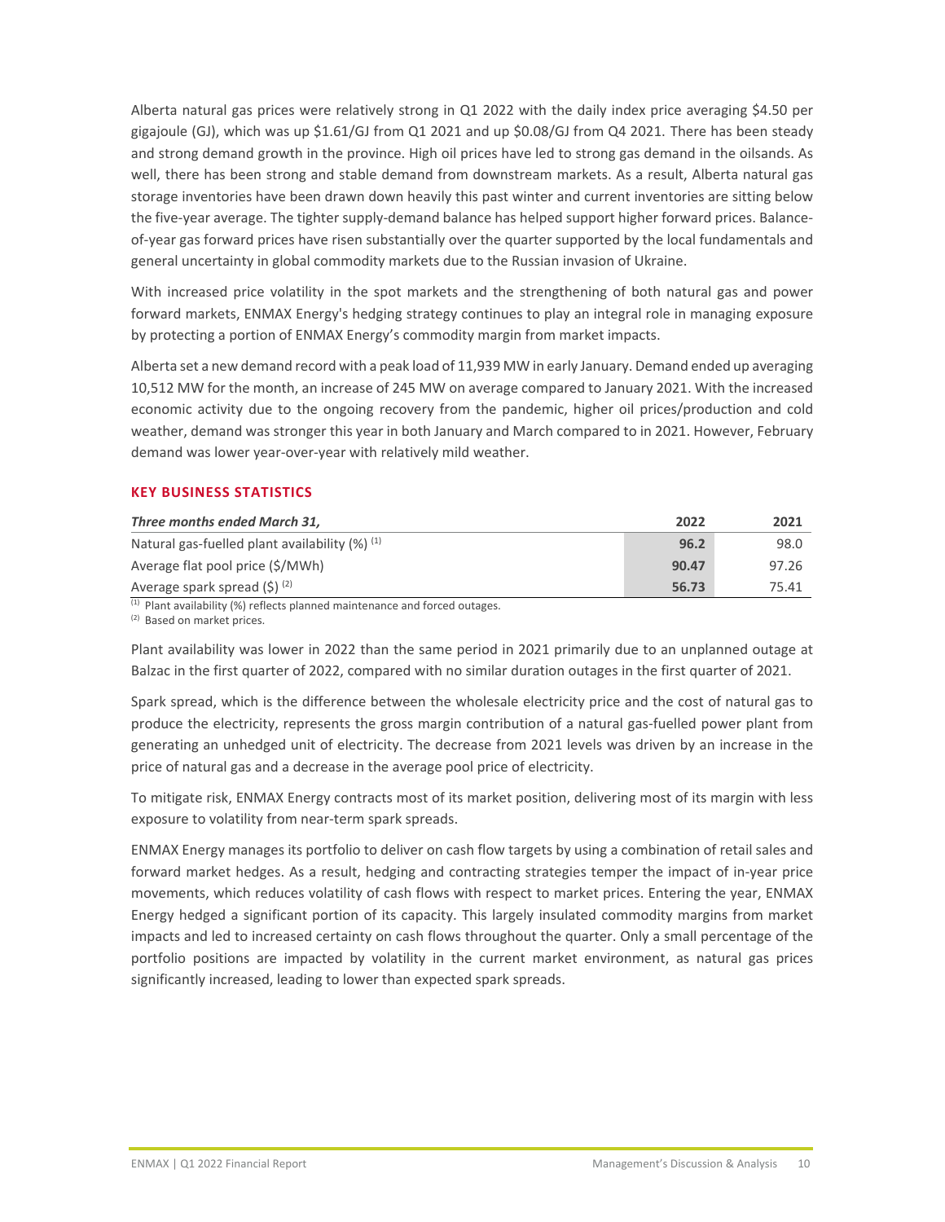Alberta natural gas prices were relatively strong in Q1 2022 with the daily index price averaging $4.50 per gigajoule (GJ), which was up $1.61/GJ from Q1 2021 and up $0.08/GJ from Q4 2021. There has been steady and strong demand growth in the province. High oil prices have led to strong gas demand in the oilsands. As well, there has been strong and stable demand from downstream markets. As a result, Alberta natural gas storage inventories have been drawn down heavily this past winter and current inventories are sitting below the five-year average. The tighter supply-demand balance has helped support higher forward prices. Balance-of-year gas forward prices have risen substantially over the quarter supported by the local fundamentals and general uncertainty in global commodity markets due to the Russian invasion of Ukraine.

With increased price volatility in the spot markets and the strengthening of both natural gas and power forward markets, ENMAX Energy's hedging strategy continues to play an integral role in managing exposure by protecting a portion of ENMAX Energy's commodity margin from market impacts.

Alberta set a new demand record with a peak load of 11,939 MW in early January. Demand ended up averaging 10,512 MW for the month, an increase of 245 MW on average compared to January 2021. With the increased economic activity due to the ongoing recovery from the pandemic, higher oil prices/production and cold weather, demand was stronger this year in both January and March compared to in 2021. However, February demand was lower year-over-year with relatively mild weather.

### KEY BUSINESS STATISTICS

| ***Three months ended March 31,*** | **2022** | **2021** |
|---|---|---|
| Natural gas-fuelled plant availability (%) [1] | **96.2** | 98.0 |
| Average flat pool price ($/MWh) | **90.47** | 97.26 |
| Average spark spread ($) [2] | **56.73** | 75.41 |

[1] Plant availability (%) reflects planned maintenance and forced outages.
[2] Based on market prices.

Plant availability was lower in 2022 than the same period in 2021 primarily due to an unplanned outage at Balzac in the first quarter of 2022, compared with no similar duration outages in the first quarter of 2021.

Spark spread, which is the difference between the wholesale electricity price and the cost of natural gas to produce the electricity, represents the gross margin contribution of a natural gas-fuelled power plant from generating an unhedged unit of electricity. The decrease from 2021 levels was driven by an increase in the price of natural gas and a decrease in the average pool price of electricity.

To mitigate risk, ENMAX Energy contracts most of its market position, delivering most of its margin with less exposure to volatility from near-term spark spreads.

ENMAX Energy manages its portfolio to deliver on cash flow targets by using a combination of retail sales and forward market hedges. As a result, hedging and contracting strategies temper the impact of in-year price movements, which reduces volatility of cash flows with respect to market prices. Entering the year, ENMAX Energy hedged a significant portion of its capacity. This largely insulated commodity margins from market impacts and led to increased certainty on cash flows throughout the quarter. Only a small percentage of the portfolio positions are impacted by volatility in the current market environment, as natural gas prices significantly increased, leading to lower than expected spark spreads.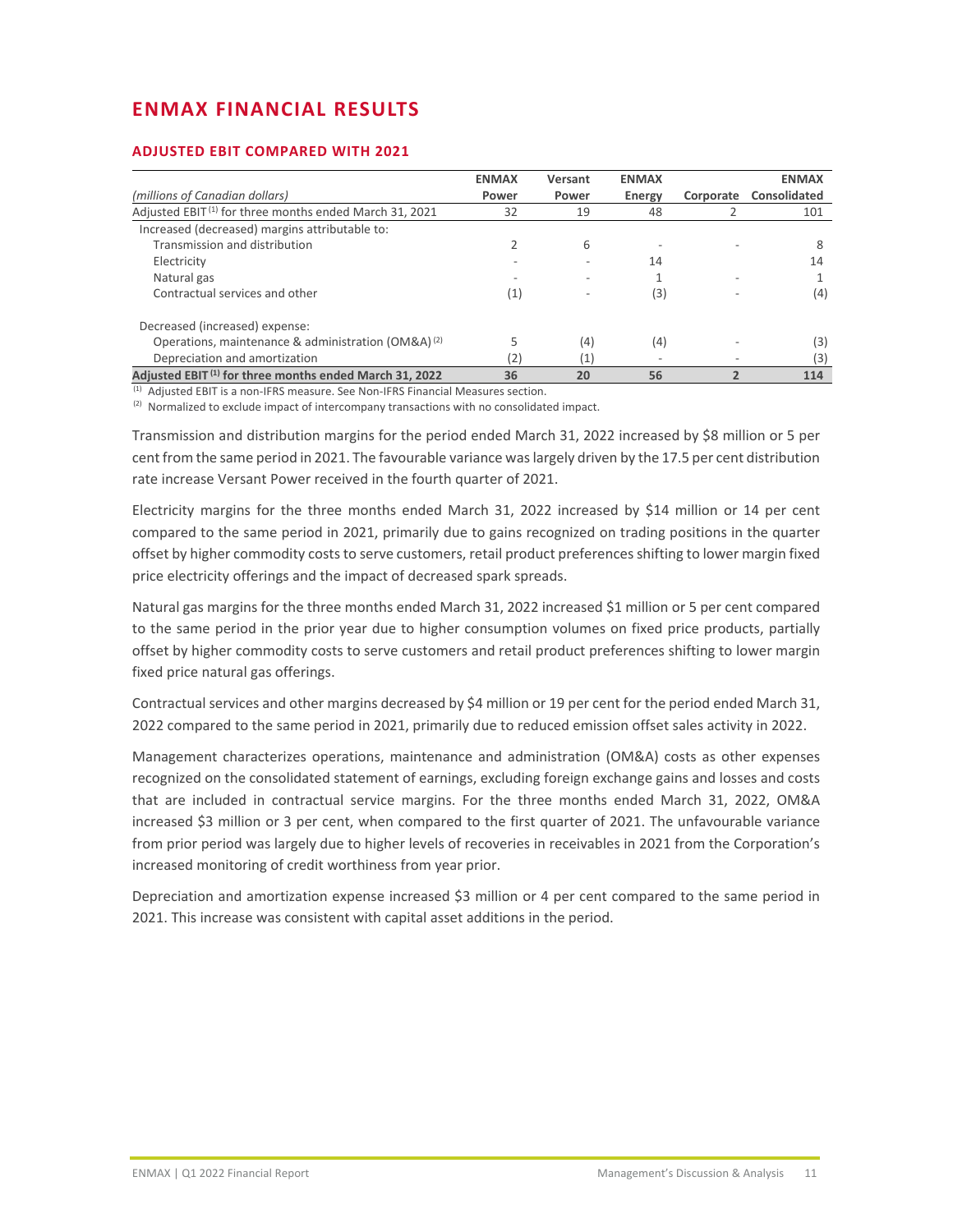## ENMAX FINANCIAL RESULTS

### ADJUSTED EBIT COMPARED WITH 2021

| *(millions of Canadian dollars)* | ENMAX Power | Versant Power | ENMAX Energy | Corporate | ENMAX Consolidated |
|---|---|---|---|---|---|
| Adjusted EBIT [(1)] for three months ended March 31, 2021 | 32 | 19 | 48 | 2 | 101 |
| Increased (decreased) margins attributable to: | | | | | |
| Transmission and distribution | 2 | 6 | - | - | 8 |
| Electricity | - | - | 14 | | 14 |
| Natural gas | - | - | 1 | - | 1 |
| Contractual services and other | (1) | - | (3) | - | (4) |
| Decreased (increased) expense: | | | | | |
| Operations, maintenance & administration (OM&A) [(2)] | 5 | (4) | (4) | - | (3) |
| Depreciation and amortization | (2) | (1) | - | - | (3) |
| **Adjusted EBIT [(1)] for three months ended March 31, 2022** | **36** | **20** | **56** | **2** | **114** |

[(1)] Adjusted EBIT is a non-IFRS measure. See Non-IFRS Financial Measures section.

[(2)] Normalized to exclude impact of intercompany transactions with no consolidated impact.

Transmission and distribution margins for the period ended March 31, 2022 increased by $8 million or 5 per cent from the same period in 2021. The favourable variance was largely driven by the 17.5 per cent distribution rate increase Versant Power received in the fourth quarter of 2021.

Electricity margins for the three months ended March 31, 2022 increased by $14 million or 14 per cent compared to the same period in 2021, primarily due to gains recognized on trading positions in the quarter offset by higher commodity costs to serve customers, retail product preferences shifting to lower margin fixed price electricity offerings and the impact of decreased spark spreads.

Natural gas margins for the three months ended March 31, 2022 increased $1 million or 5 per cent compared to the same period in the prior year due to higher consumption volumes on fixed price products, partially offset by higher commodity costs to serve customers and retail product preferences shifting to lower margin fixed price natural gas offerings.

Contractual services and other margins decreased by $4 million or 19 per cent for the period ended March 31, 2022 compared to the same period in 2021, primarily due to reduced emission offset sales activity in 2022.

Management characterizes operations, maintenance and administration (OM&A) costs as other expenses recognized on the consolidated statement of earnings, excluding foreign exchange gains and losses and costs that are included in contractual service margins. For the three months ended March 31, 2022, OM&A increased $3 million or 3 per cent, when compared to the first quarter of 2021. The unfavourable variance from prior period was largely due to higher levels of recoveries in receivables in 2021 from the Corporation's increased monitoring of credit worthiness from year prior.

Depreciation and amortization expense increased $3 million or 4 per cent compared to the same period in 2021. This increase was consistent with capital asset additions in the period.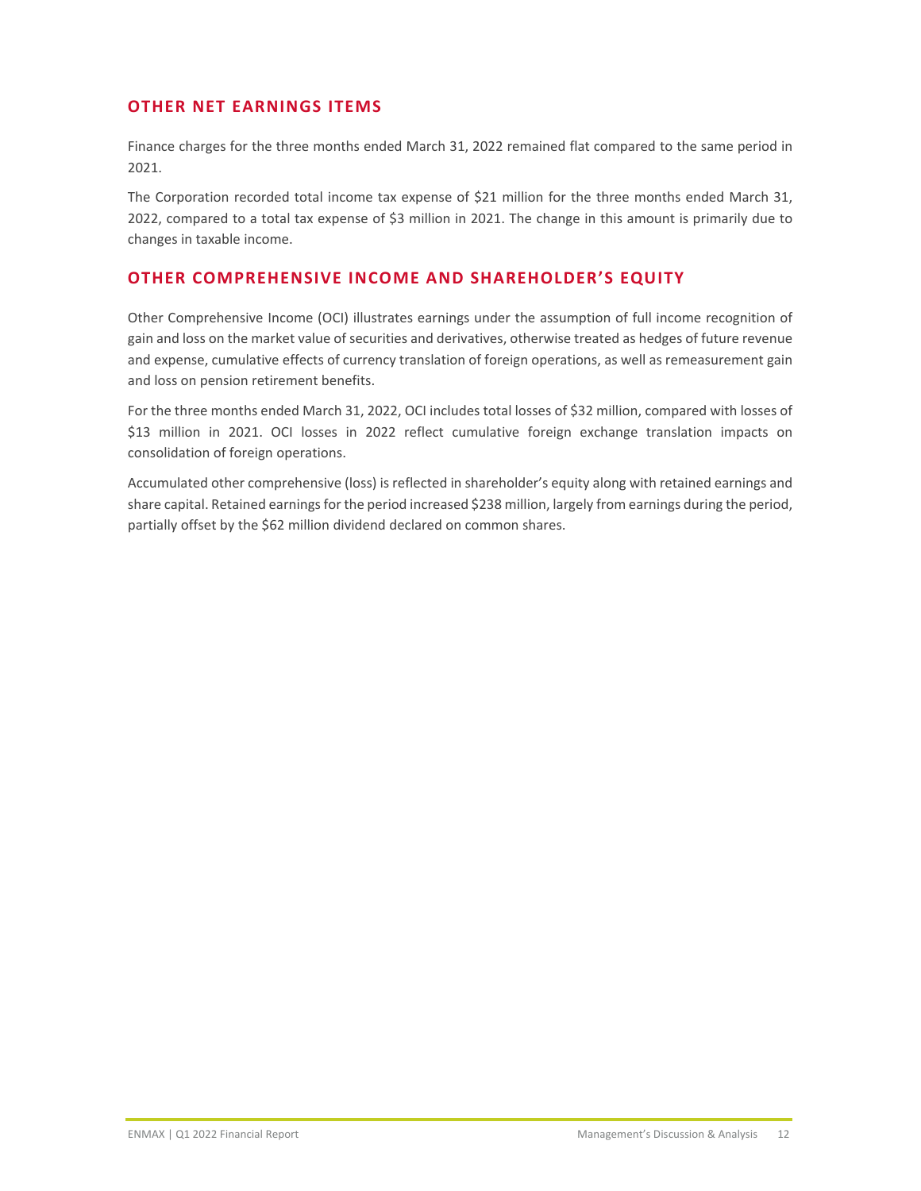## OTHER NET EARNINGS ITEMS

Finance charges for the three months ended March 31, 2022 remained flat compared to the same period in 2021.

The Corporation recorded total income tax expense of $21 million for the three months ended March 31, 2022, compared to a total tax expense of $3 million in 2021. The change in this amount is primarily due to changes in taxable income.

## OTHER COMPREHENSIVE INCOME AND SHAREHOLDER'S EQUITY

Other Comprehensive Income (OCI) illustrates earnings under the assumption of full income recognition of gain and loss on the market value of securities and derivatives, otherwise treated as hedges of future revenue and expense, cumulative effects of currency translation of foreign operations, as well as remeasurement gain and loss on pension retirement benefits.

For the three months ended March 31, 2022, OCI includes total losses of $32 million, compared with losses of $13 million in 2021. OCI losses in 2022 reflect cumulative foreign exchange translation impacts on consolidation of foreign operations.

Accumulated other comprehensive (loss) is reflected in shareholder's equity along with retained earnings and share capital. Retained earnings for the period increased $238 million, largely from earnings during the period, partially offset by the $62 million dividend declared on common shares.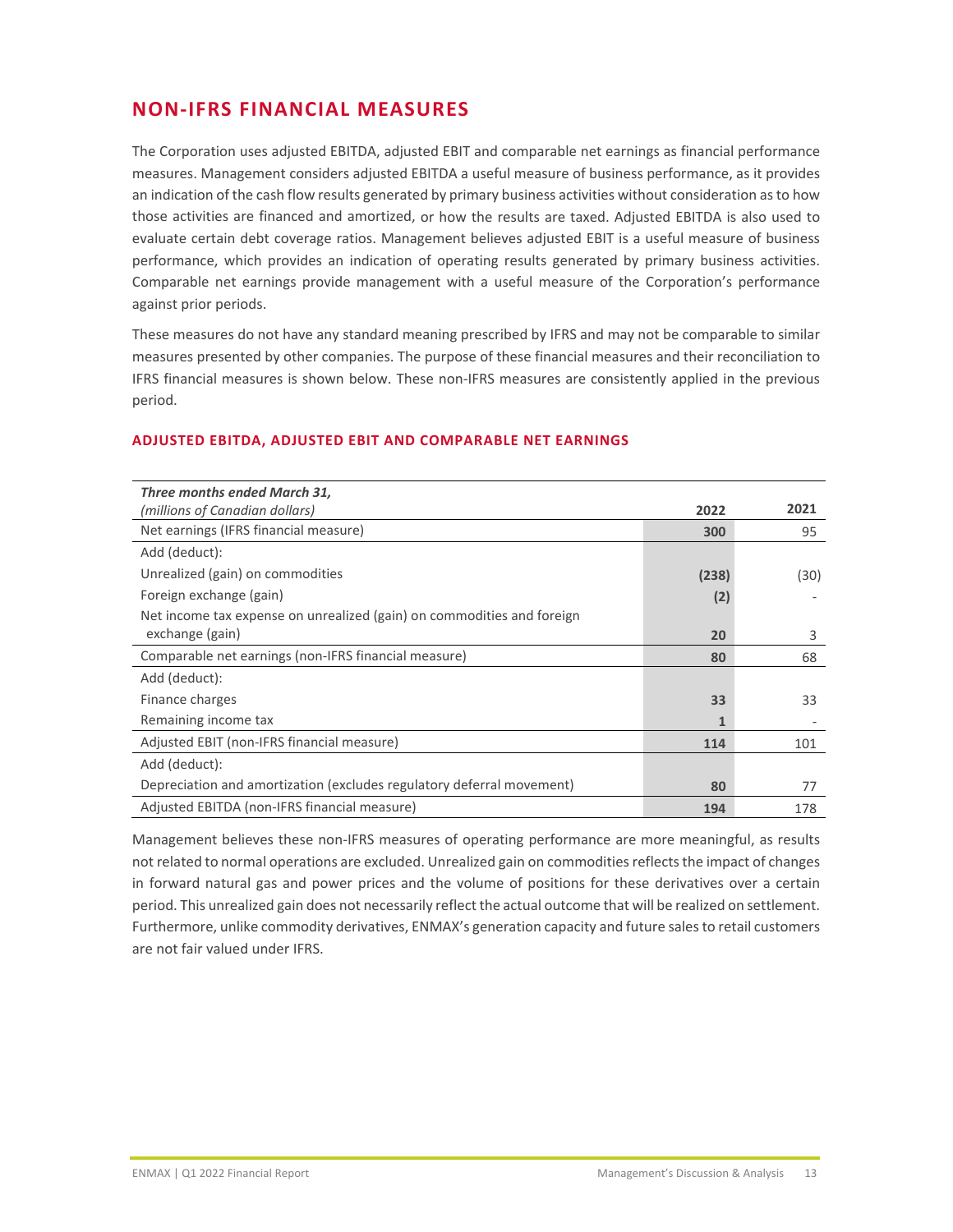## NON-IFRS FINANCIAL MEASURES

The Corporation uses adjusted EBITDA, adjusted EBIT and comparable net earnings as financial performance measures. Management considers adjusted EBITDA a useful measure of business performance, as it provides an indication of the cash flow results generated by primary business activities without consideration as to how those activities are financed and amortized, or how the results are taxed. Adjusted EBITDA is also used to evaluate certain debt coverage ratios. Management believes adjusted EBIT is a useful measure of business performance, which provides an indication of operating results generated by primary business activities. Comparable net earnings provide management with a useful measure of the Corporation's performance against prior periods.

These measures do not have any standard meaning prescribed by IFRS and may not be comparable to similar measures presented by other companies. The purpose of these financial measures and their reconciliation to IFRS financial measures is shown below. These non-IFRS measures are consistently applied in the previous period.

### ADJUSTED EBITDA, ADJUSTED EBIT AND COMPARABLE NET EARNINGS

| ***Three months ended March 31,*** *(millions of Canadian dollars)* | **2022** | **2021** |
|---|---|---|
| Net earnings (IFRS financial measure) | **300** | 95 |
| Add (deduct): | | |
| Unrealized (gain) on commodities | **(238)** | (30) |
| Foreign exchange (gain) | **(2)** | - |
| Net income tax expense on unrealized (gain) on commodities and foreign exchange (gain) | **20** | 3 |
| Comparable net earnings (non-IFRS financial measure) | **80** | 68 |
| Add (deduct): | | |
| Finance charges | **33** | 33 |
| Remaining income tax | **1** | - |
| Adjusted EBIT (non-IFRS financial measure) | **114** | 101 |
| Add (deduct): | | |
| Depreciation and amortization (excludes regulatory deferral movement) | **80** | 77 |
| Adjusted EBITDA (non-IFRS financial measure) | **194** | 178 |

Management believes these non-IFRS measures of operating performance are more meaningful, as results not related to normal operations are excluded. Unrealized gain on commodities reflects the impact of changes in forward natural gas and power prices and the volume of positions for these derivatives over a certain period. This unrealized gain does not necessarily reflect the actual outcome that will be realized on settlement. Furthermore, unlike commodity derivatives, ENMAX's generation capacity and future sales to retail customers are not fair valued under IFRS.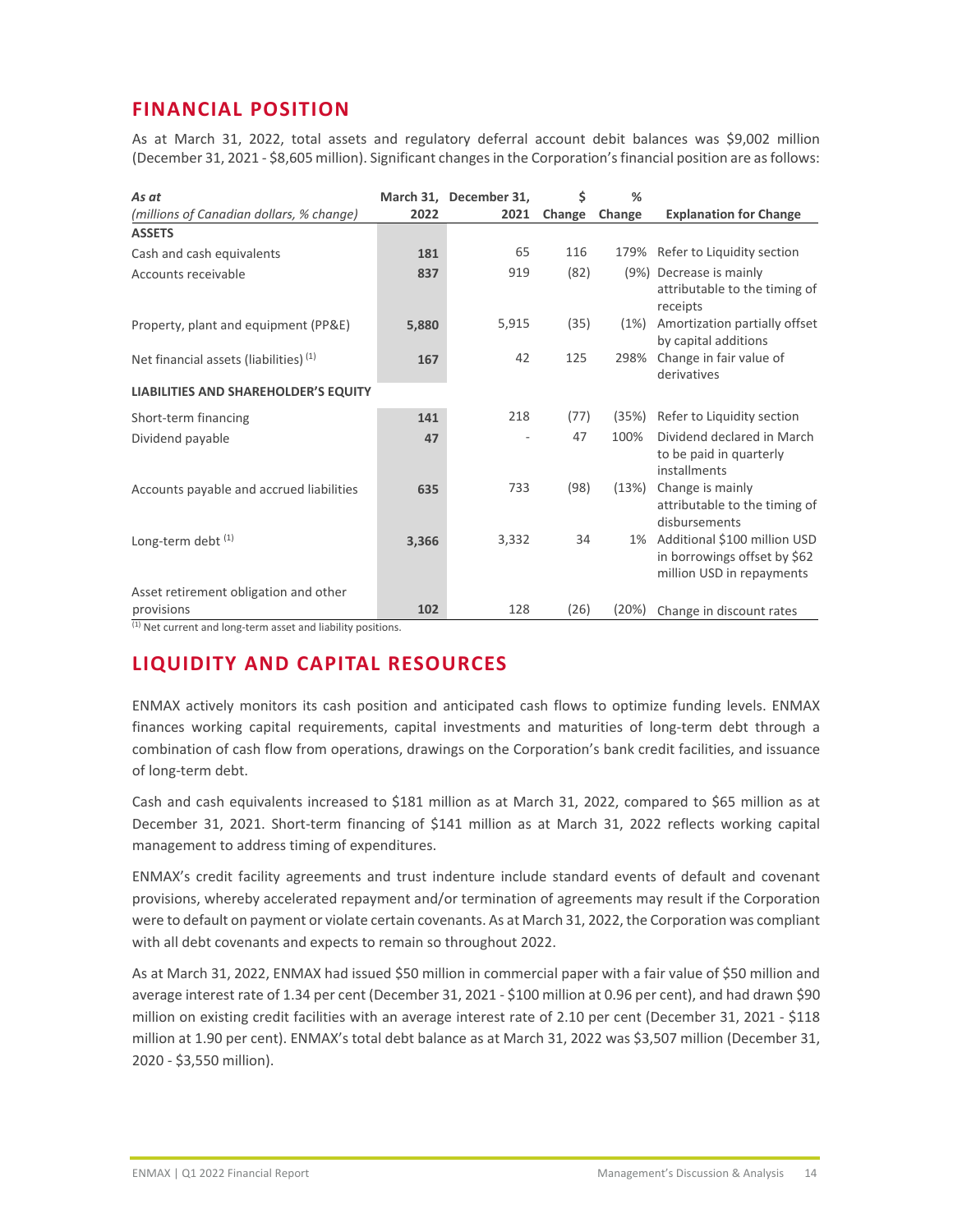## FINANCIAL POSITION

As at March 31, 2022, total assets and regulatory deferral account debit balances was $9,002 million (December 31, 2021 - $8,605 million). Significant changes in the Corporation's financial position are as follows:

| *As at*<br>*(millions of Canadian dollars, % change)* | March 31, 2022 | December 31, 2021 | $ Change | % Change | Explanation for Change |
|---|---|---|---|---|---|
| **ASSETS** | | | | | |
| Cash and cash equivalents | **181** | 65 | 116 | 179% | Refer to Liquidity section |
| Accounts receivable | **837** | 919 | (82) | (9%) | Decrease is mainly attributable to the timing of receipts |
| Property, plant and equipment (PP&E) | **5,880** | 5,915 | (35) | (1%) | Amortization partially offset by capital additions |
| Net financial assets (liabilities) [(1)] | **167** | 42 | 125 | 298% | Change in fair value of derivatives |
| **LIABILITIES AND SHAREHOLDER'S EQUITY** | | | | | |
| Short-term financing | **141** | 218 | (77) | (35%) | Refer to Liquidity section |
| Dividend payable | **47** | - | 47 | 100% | Dividend declared in March to be paid in quarterly installments |
| Accounts payable and accrued liabilities | **635** | 733 | (98) | (13%) | Change is mainly attributable to the timing of disbursements |
| Long-term debt [(1)] | **3,366** | 3,332 | 34 | 1% | Additional $100 million USD in borrowings offset by $62 million USD in repayments |
| Asset retirement obligation and other provisions | **102** | 128 | (26) | (20%) | Change in discount rates |

(1) Net current and long-term asset and liability positions.

## LIQUIDITY AND CAPITAL RESOURCES

ENMAX actively monitors its cash position and anticipated cash flows to optimize funding levels. ENMAX finances working capital requirements, capital investments and maturities of long-term debt through a combination of cash flow from operations, drawings on the Corporation's bank credit facilities, and issuance of long-term debt.

Cash and cash equivalents increased to $181 million as at March 31, 2022, compared to $65 million as at December 31, 2021. Short-term financing of $141 million as at March 31, 2022 reflects working capital management to address timing of expenditures.

ENMAX's credit facility agreements and trust indenture include standard events of default and covenant provisions, whereby accelerated repayment and/or termination of agreements may result if the Corporation were to default on payment or violate certain covenants. As at March 31, 2022, the Corporation was compliant with all debt covenants and expects to remain so throughout 2022.

As at March 31, 2022, ENMAX had issued $50 million in commercial paper with a fair value of $50 million and average interest rate of 1.34 per cent (December 31, 2021 - $100 million at 0.96 per cent), and had drawn $90 million on existing credit facilities with an average interest rate of 2.10 per cent (December 31, 2021 - $118 million at 1.90 per cent). ENMAX's total debt balance as at March 31, 2022 was $3,507 million (December 31, 2020 - $3,550 million).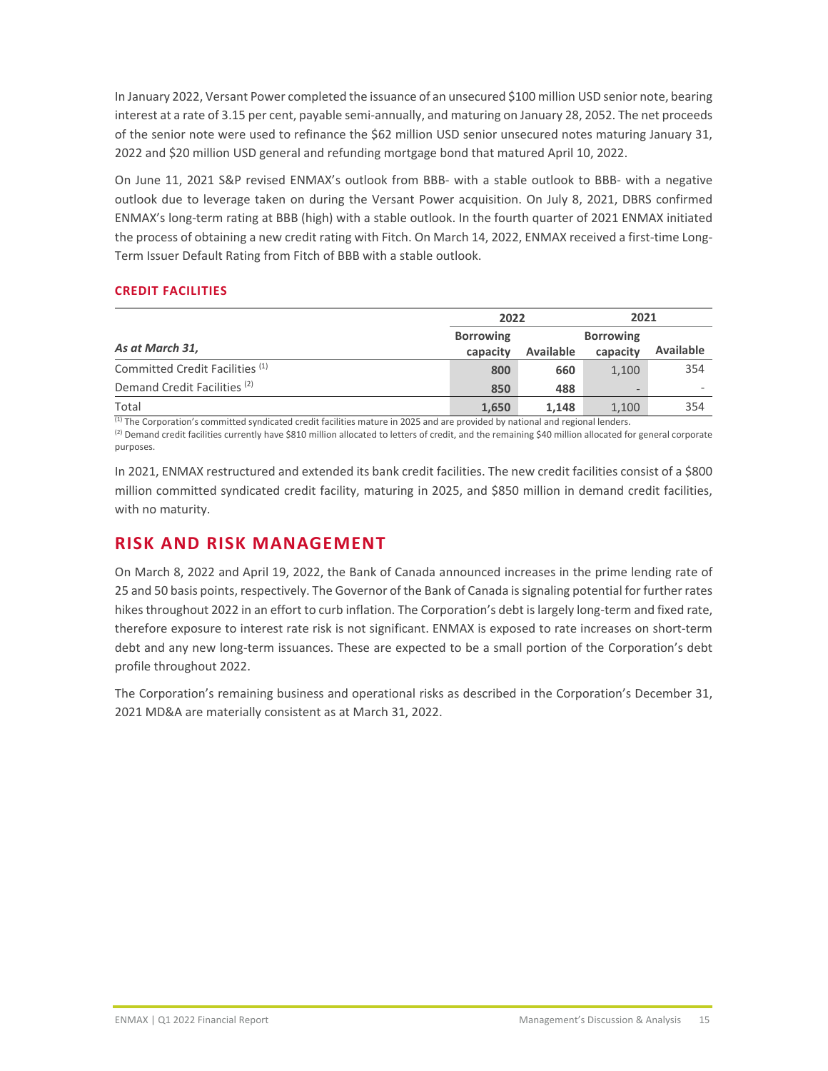In January 2022, Versant Power completed the issuance of an unsecured $100 million USD senior note, bearing interest at a rate of 3.15 per cent, payable semi-annually, and maturing on January 28, 2052. The net proceeds of the senior note were used to refinance the $62 million USD senior unsecured notes maturing January 31, 2022 and $20 million USD general and refunding mortgage bond that matured April 10, 2022.

On June 11, 2021 S&P revised ENMAX's outlook from BBB- with a stable outlook to BBB- with a negative outlook due to leverage taken on during the Versant Power acquisition. On July 8, 2021, DBRS confirmed ENMAX's long-term rating at BBB (high) with a stable outlook. In the fourth quarter of 2021 ENMAX initiated the process of obtaining a new credit rating with Fitch. On March 14, 2022, ENMAX received a first-time Long-Term Issuer Default Rating from Fitch of BBB with a stable outlook.

### CREDIT FACILITIES

| | 2022 | | 2021 | |
|---|---|---|---|---|
| *As at March 31,* | Borrowing capacity | Available | Borrowing capacity | Available |
| Committed Credit Facilities [1] | **800** | **660** | 1,100 | 354 |
| Demand Credit Facilities [2] | **850** | **488** | - | - |
| Total | **1,650** | **1,148** | 1,100 | 354 |

[1] The Corporation's committed syndicated credit facilities mature in 2025 and are provided by national and regional lenders.

[2] Demand credit facilities currently have $810 million allocated to letters of credit, and the remaining $40 million allocated for general corporate purposes.

In 2021, ENMAX restructured and extended its bank credit facilities. The new credit facilities consist of a $800 million committed syndicated credit facility, maturing in 2025, and $850 million in demand credit facilities, with no maturity.

## RISK AND RISK MANAGEMENT

On March 8, 2022 and April 19, 2022, the Bank of Canada announced increases in the prime lending rate of 25 and 50 basis points, respectively. The Governor of the Bank of Canada is signaling potential for further rates hikes throughout 2022 in an effort to curb inflation. The Corporation's debt is largely long-term and fixed rate, therefore exposure to interest rate risk is not significant. ENMAX is exposed to rate increases on short-term debt and any new long-term issuances. These are expected to be a small portion of the Corporation's debt profile throughout 2022.

The Corporation's remaining business and operational risks as described in the Corporation's December 31, 2021 MD&A are materially consistent as at March 31, 2022.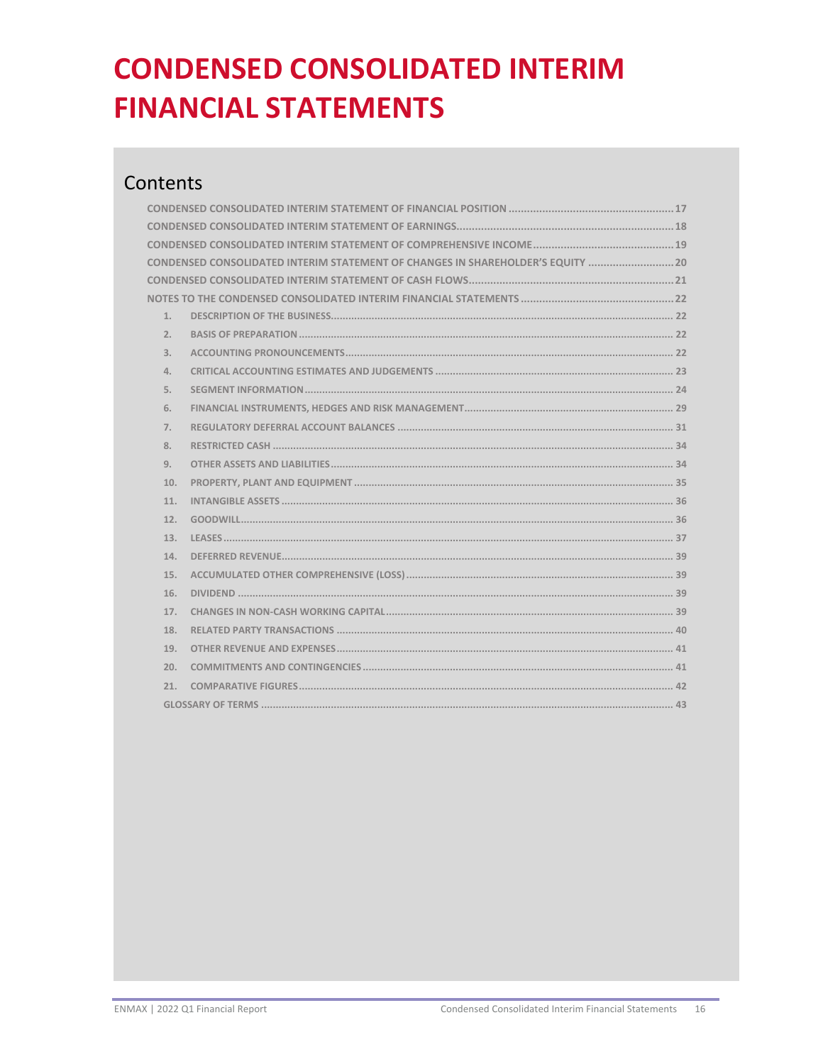# CONDENSED CONSOLIDATED INTERIM FINANCIAL STATEMENTS

## Contents

- CONDENSED CONSOLIDATED INTERIM STATEMENT OF FINANCIAL POSITION .......... 17
- CONDENSED CONSOLIDATED INTERIM STATEMENT OF EARNINGS .......... 18
- CONDENSED CONSOLIDATED INTERIM STATEMENT OF COMPREHENSIVE INCOME .......... 19
- CONDENSED CONSOLIDATED INTERIM STATEMENT OF CHANGES IN SHAREHOLDER'S EQUITY .......... 20
- CONDENSED CONSOLIDATED INTERIM STATEMENT OF CASH FLOWS .......... 21
- NOTES TO THE CONDENSED CONSOLIDATED INTERIM FINANCIAL STATEMENTS .......... 22
  1. DESCRIPTION OF THE BUSINESS .......... 22
  2. BASIS OF PREPARATION .......... 22
  3. ACCOUNTING PRONOUNCEMENTS .......... 22
  4. CRITICAL ACCOUNTING ESTIMATES AND JUDGEMENTS .......... 23
  5. SEGMENT INFORMATION .......... 24
  6. FINANCIAL INSTRUMENTS, HEDGES AND RISK MANAGEMENT .......... 29
  7. REGULATORY DEFERRAL ACCOUNT BALANCES .......... 31
  8. RESTRICTED CASH .......... 34
  9. OTHER ASSETS AND LIABILITIES .......... 34
  10. PROPERTY, PLANT AND EQUIPMENT .......... 35
  11. INTANGIBLE ASSETS .......... 36
  12. GOODWILL .......... 36
  13. LEASES .......... 37
  14. DEFERRED REVENUE .......... 39
  15. ACCUMULATED OTHER COMPREHENSIVE (LOSS) .......... 39
  16. DIVIDEND .......... 39
  17. CHANGES IN NON-CASH WORKING CAPITAL .......... 39
  18. RELATED PARTY TRANSACTIONS .......... 40
  19. OTHER REVENUE AND EXPENSES .......... 41
  20. COMMITMENTS AND CONTINGENCIES .......... 41
  21. COMPARATIVE FIGURES .......... 42
- GLOSSARY OF TERMS .......... 43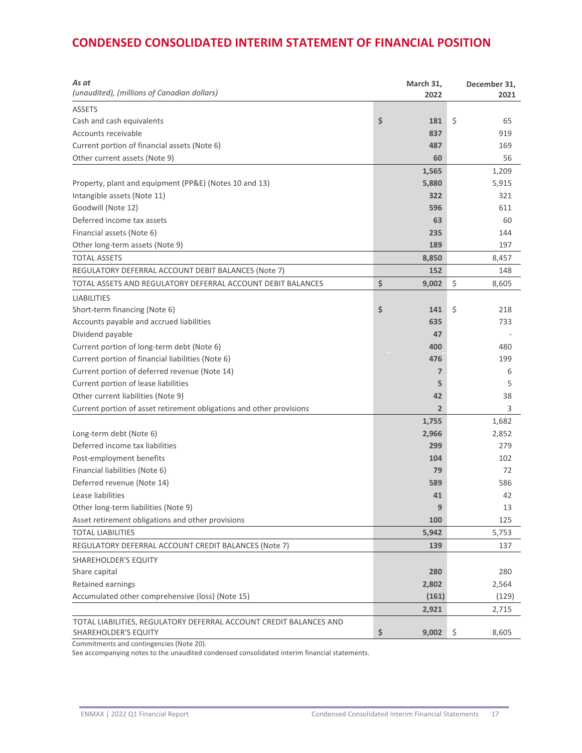# CONDENSED CONSOLIDATED INTERIM STATEMENT OF FINANCIAL POSITION

| *As at*<br>*(unaudited), (millions of Canadian dollars)* | March 31, 2022 | December 31, 2021 |
|---|---|---|
| ASSETS | | |
| Cash and cash equivalents | $ 181 | $ 65 |
| Accounts receivable | 837 | 919 |
| Current portion of financial assets (Note 6) | 487 | 169 |
| Other current assets (Note 9) | 60 | 56 |
| | 1,565 | 1,209 |
| Property, plant and equipment (PP&E) (Notes 10 and 13) | 5,880 | 5,915 |
| Intangible assets (Note 11) | 322 | 321 |
| Goodwill (Note 12) | 596 | 611 |
| Deferred income tax assets | 63 | 60 |
| Financial assets (Note 6) | 235 | 144 |
| Other long-term assets (Note 9) | 189 | 197 |
| TOTAL ASSETS | 8,850 | 8,457 |
| REGULATORY DEFERRAL ACCOUNT DEBIT BALANCES (Note 7) | 152 | 148 |
| TOTAL ASSETS AND REGULATORY DEFERRAL ACCOUNT DEBIT BALANCES | $ 9,002 | $ 8,605 |
| LIABILITIES | | |
| Short-term financing (Note 6) | $ 141 | $ 218 |
| Accounts payable and accrued liabilities | 635 | 733 |
| Dividend payable | 47 | - |
| Current portion of long-term debt (Note 6) | 400 | 480 |
| Current portion of financial liabilities (Note 6) | 476 | 199 |
| Current portion of deferred revenue (Note 14) | 7 | 6 |
| Current portion of lease liabilities | 5 | 5 |
| Other current liabilities (Note 9) | 42 | 38 |
| Current portion of asset retirement obligations and other provisions | 2 | 3 |
| | 1,755 | 1,682 |
| Long-term debt (Note 6) | 2,966 | 2,852 |
| Deferred income tax liabilities | 299 | 279 |
| Post-employment benefits | 104 | 102 |
| Financial liabilities (Note 6) | 79 | 72 |
| Deferred revenue (Note 14) | 589 | 586 |
| Lease liabilities | 41 | 42 |
| Other long-term liabilities (Note 9) | 9 | 13 |
| Asset retirement obligations and other provisions | 100 | 125 |
| TOTAL LIABILITIES | 5,942 | 5,753 |
| REGULATORY DEFERRAL ACCOUNT CREDIT BALANCES (Note 7) | 139 | 137 |
| SHAREHOLDER'S EQUITY | | |
| Share capital | 280 | 280 |
| Retained earnings | 2,802 | 2,564 |
| Accumulated other comprehensive (loss) (Note 15) | (161) | (129) |
| | 2,921 | 2,715 |
| TOTAL LIABILITIES, REGULATORY DEFERRAL ACCOUNT CREDIT BALANCES AND SHAREHOLDER'S EQUITY | $ 9,002 | $ 8,605 |

Commitments and contingencies (Note 20).

See accompanying notes to the unaudited condensed consolidated interim financial statements.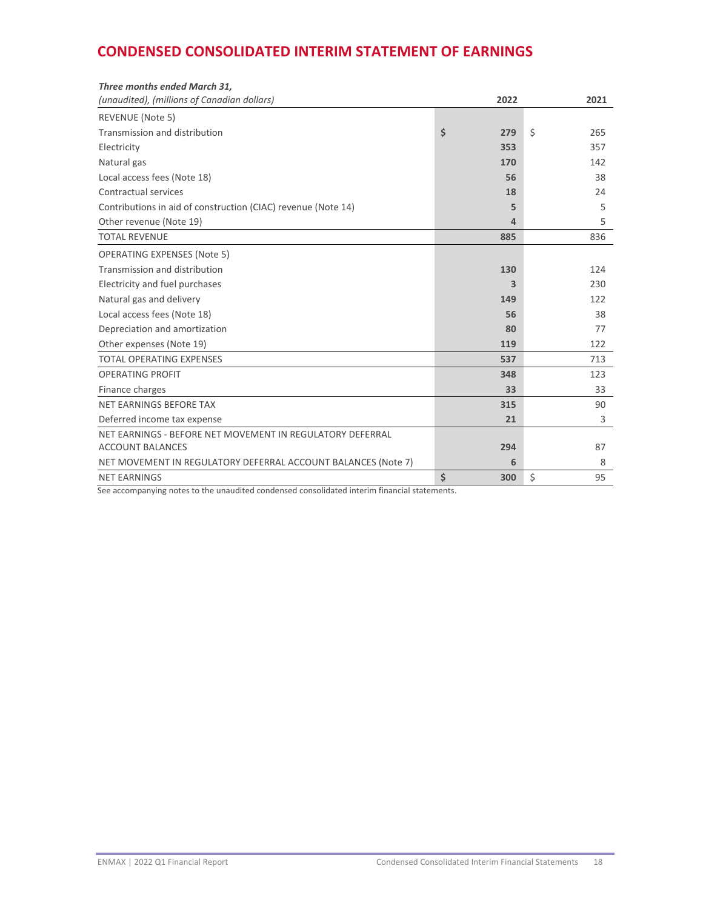# CONDENSED CONSOLIDATED INTERIM STATEMENT OF EARNINGS

| ***Three months ended March 31,*** *(unaudited), (millions of Canadian dollars)* | **2022** | 2021 |
|---|---|---|
| REVENUE (Note 5) | | |
| Transmission and distribution | **$ 279** | $ 265 |
| Electricity | **353** | 357 |
| Natural gas | **170** | 142 |
| Local access fees (Note 18) | **56** | 38 |
| Contractual services | **18** | 24 |
| Contributions in aid of construction (CIAC) revenue (Note 14) | **5** | 5 |
| Other revenue (Note 19) | **4** | 5 |
| TOTAL REVENUE | **885** | 836 |
| OPERATING EXPENSES (Note 5) | | |
| Transmission and distribution | **130** | 124 |
| Electricity and fuel purchases | **3** | 230 |
| Natural gas and delivery | **149** | 122 |
| Local access fees (Note 18) | **56** | 38 |
| Depreciation and amortization | **80** | 77 |
| Other expenses (Note 19) | **119** | 122 |
| TOTAL OPERATING EXPENSES | **537** | 713 |
| OPERATING PROFIT | **348** | 123 |
| Finance charges | **33** | 33 |
| NET EARNINGS BEFORE TAX | **315** | 90 |
| Deferred income tax expense | **21** | 3 |
| NET EARNINGS - BEFORE NET MOVEMENT IN REGULATORY DEFERRAL ACCOUNT BALANCES | **294** | 87 |
| NET MOVEMENT IN REGULATORY DEFERRAL ACCOUNT BALANCES (Note 7) | **6** | 8 |
| NET EARNINGS | **$ 300** | $ 95 |

See accompanying notes to the unaudited condensed consolidated interim financial statements.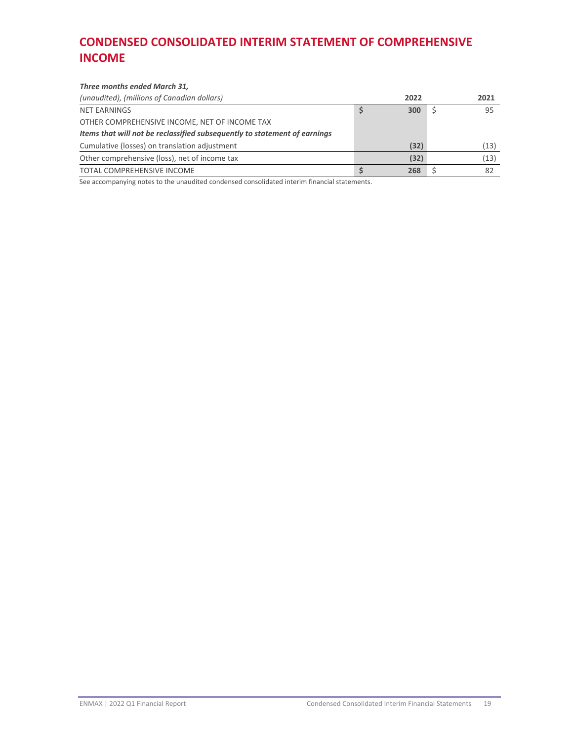# CONDENSED CONSOLIDATED INTERIM STATEMENT OF COMPREHENSIVE INCOME

| ***Three months ended March 31,*** *(unaudited), (millions of Canadian dollars)* | **2022** | 2021 |
|---|---|---|
| NET EARNINGS | **$ 300** | $ 95 |
| OTHER COMPREHENSIVE INCOME, NET OF INCOME TAX | | |
| ***Items that will not be reclassified subsequently to statement of earnings*** | | |
| Cumulative (losses) on translation adjustment | **(32)** | (13) |
| Other comprehensive (loss), net of income tax | **(32)** | (13) |
| TOTAL COMPREHENSIVE INCOME | **$ 268** | $ 82 |

See accompanying notes to the unaudited condensed consolidated interim financial statements.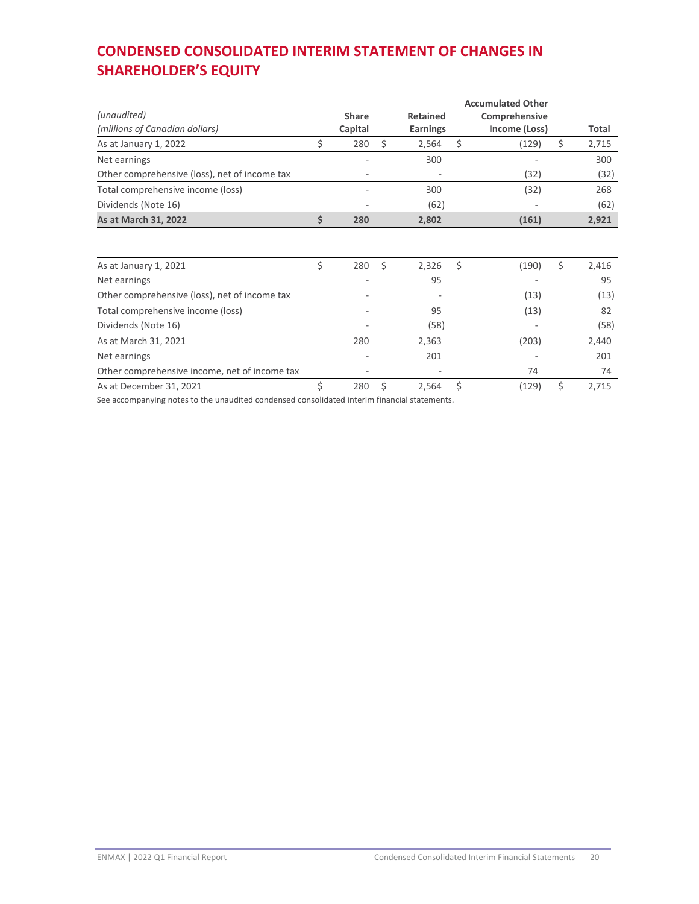# CONDENSED CONSOLIDATED INTERIM STATEMENT OF CHANGES IN SHAREHOLDER'S EQUITY

| *(unaudited)*<br>*(millions of Canadian dollars)* | Share Capital | Retained Earnings | Accumulated Other Comprehensive Income (Loss) | Total |
|---|---|---|---|---|
| As at January 1, 2022 | $ 280 | $ 2,564 | $ (129) | $ 2,715 |
| Net earnings | - | 300 | - | 300 |
| Other comprehensive (loss), net of income tax | - | - | (32) | (32) |
| Total comprehensive income (loss) | - | 300 | (32) | 268 |
| Dividends (Note 16) | - | (62) | - | (62) |
| **As at March 31, 2022** | **$ 280** | **2,802** | **(161)** | **2,921** |

| | | | | |
|---|---|---|---|---|
| As at January 1, 2021 | $ 280 | $ 2,326 | $ (190) | $ 2,416 |
| Net earnings | - | 95 | - | 95 |
| Other comprehensive (loss), net of income tax | - | - | (13) | (13) |
| Total comprehensive income (loss) | - | 95 | (13) | 82 |
| Dividends (Note 16) | - | (58) | - | (58) |
| As at March 31, 2021 | 280 | 2,363 | (203) | 2,440 |
| Net earnings | - | 201 | - | 201 |
| Other comprehensive income, net of income tax | - | - | 74 | 74 |
| As at December 31, 2021 | $ 280 | $ 2,564 | $ (129) | $ 2,715 |

See accompanying notes to the unaudited condensed consolidated interim financial statements.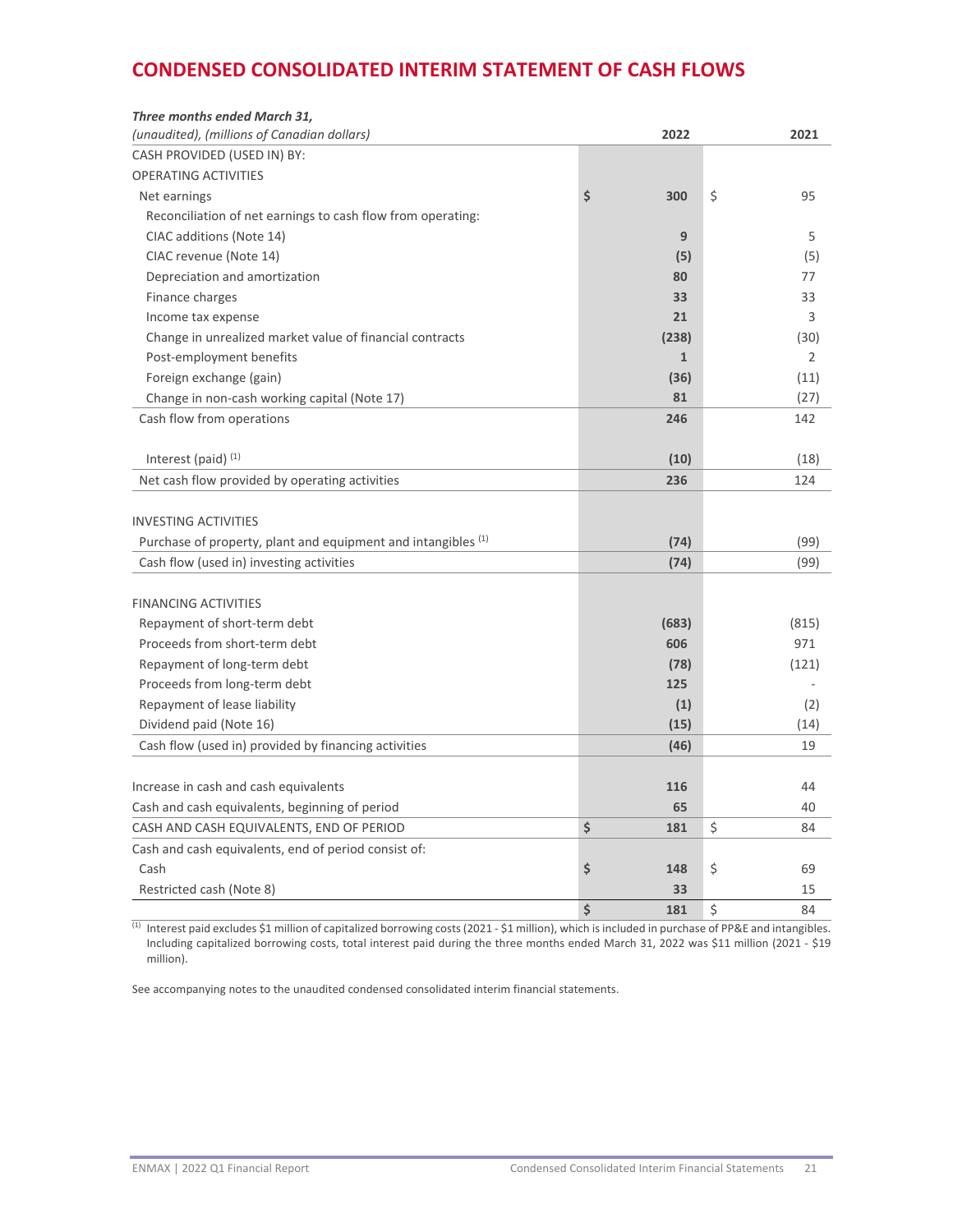# CONDENSED CONSOLIDATED INTERIM STATEMENT OF CASH FLOWS

| ***Three months ended March 31,*** *(unaudited), (millions of Canadian dollars)* | **2022** | 2021 |
|---|---|---|
| CASH PROVIDED (USED IN) BY: | | |
| OPERATING ACTIVITIES | | |
| Net earnings | **$ 300** | $ 95 |
| Reconciliation of net earnings to cash flow from operating: | | |
| CIAC additions (Note 14) | **9** | 5 |
| CIAC revenue (Note 14) | **(5)** | (5) |
| Depreciation and amortization | **80** | 77 |
| Finance charges | **33** | 33 |
| Income tax expense | **21** | 3 |
| Change in unrealized market value of financial contracts | **(238)** | (30) |
| Post-employment benefits | **1** | 2 |
| Foreign exchange (gain) | **(36)** | (11) |
| Change in non-cash working capital (Note 17) | **81** | (27) |
| Cash flow from operations | **246** | 142 |
| Interest (paid) [(1)] | **(10)** | (18) |
| Net cash flow provided by operating activities | **236** | 124 |
| INVESTING ACTIVITIES | | |
| Purchase of property, plant and equipment and intangibles [(1)] | **(74)** | (99) |
| Cash flow (used in) investing activities | **(74)** | (99) |
| FINANCING ACTIVITIES | | |
| Repayment of short-term debt | **(683)** | (815) |
| Proceeds from short-term debt | **606** | 971 |
| Repayment of long-term debt | **(78)** | (121) |
| Proceeds from long-term debt | **125** | - |
| Repayment of lease liability | **(1)** | (2) |
| Dividend paid (Note 16) | **(15)** | (14) |
| Cash flow (used in) provided by financing activities | **(46)** | 19 |
| Increase in cash and cash equivalents | **116** | 44 |
| Cash and cash equivalents, beginning of period | **65** | 40 |
| CASH AND CASH EQUIVALENTS, END OF PERIOD | **$ 181** | $ 84 |
| Cash and cash equivalents, end of period consist of: | | |
| Cash | **$ 148** | $ 69 |
| Restricted cash (Note 8) | **33** | 15 |
| | **$ 181** | $ 84 |

(1) Interest paid excludes $1 million of capitalized borrowing costs (2021 - $1 million), which is included in purchase of PP&E and intangibles. Including capitalized borrowing costs, total interest paid during the three months ended March 31, 2022 was $11 million (2021 - $19 million).

See accompanying notes to the unaudited condensed consolidated interim financial statements.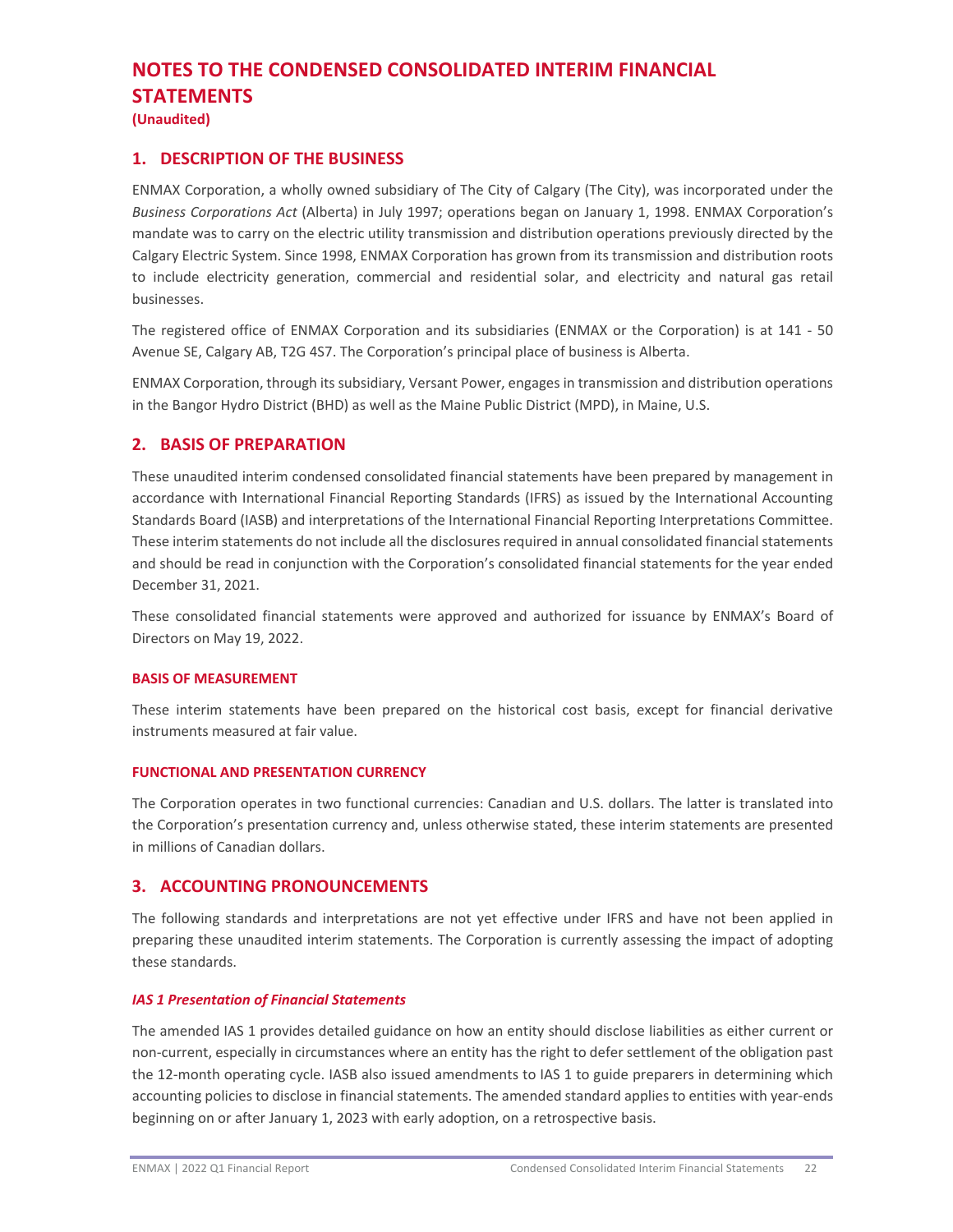# NOTES TO THE CONDENSED CONSOLIDATED INTERIM FINANCIAL STATEMENTS

**(Unaudited)**

## 1. DESCRIPTION OF THE BUSINESS

ENMAX Corporation, a wholly owned subsidiary of The City of Calgary (The City), was incorporated under the *Business Corporations Act* (Alberta) in July 1997; operations began on January 1, 1998. ENMAX Corporation's mandate was to carry on the electric utility transmission and distribution operations previously directed by the Calgary Electric System. Since 1998, ENMAX Corporation has grown from its transmission and distribution roots to include electricity generation, commercial and residential solar, and electricity and natural gas retail businesses.

The registered office of ENMAX Corporation and its subsidiaries (ENMAX or the Corporation) is at 141 - 50 Avenue SE, Calgary AB, T2G 4S7. The Corporation's principal place of business is Alberta.

ENMAX Corporation, through its subsidiary, Versant Power, engages in transmission and distribution operations in the Bangor Hydro District (BHD) as well as the Maine Public District (MPD), in Maine, U.S.

## 2. BASIS OF PREPARATION

These unaudited interim condensed consolidated financial statements have been prepared by management in accordance with International Financial Reporting Standards (IFRS) as issued by the International Accounting Standards Board (IASB) and interpretations of the International Financial Reporting Interpretations Committee. These interim statements do not include all the disclosures required in annual consolidated financial statements and should be read in conjunction with the Corporation's consolidated financial statements for the year ended December 31, 2021.

These consolidated financial statements were approved and authorized for issuance by ENMAX's Board of Directors on May 19, 2022.

### BASIS OF MEASUREMENT

These interim statements have been prepared on the historical cost basis, except for financial derivative instruments measured at fair value.

### FUNCTIONAL AND PRESENTATION CURRENCY

The Corporation operates in two functional currencies: Canadian and U.S. dollars. The latter is translated into the Corporation's presentation currency and, unless otherwise stated, these interim statements are presented in millions of Canadian dollars.

## 3. ACCOUNTING PRONOUNCEMENTS

The following standards and interpretations are not yet effective under IFRS and have not been applied in preparing these unaudited interim statements. The Corporation is currently assessing the impact of adopting these standards.

### *IAS 1 Presentation of Financial Statements*

The amended IAS 1 provides detailed guidance on how an entity should disclose liabilities as either current or non-current, especially in circumstances where an entity has the right to defer settlement of the obligation past the 12-month operating cycle. IASB also issued amendments to IAS 1 to guide preparers in determining which accounting policies to disclose in financial statements. The amended standard applies to entities with year-ends beginning on or after January 1, 2023 with early adoption, on a retrospective basis.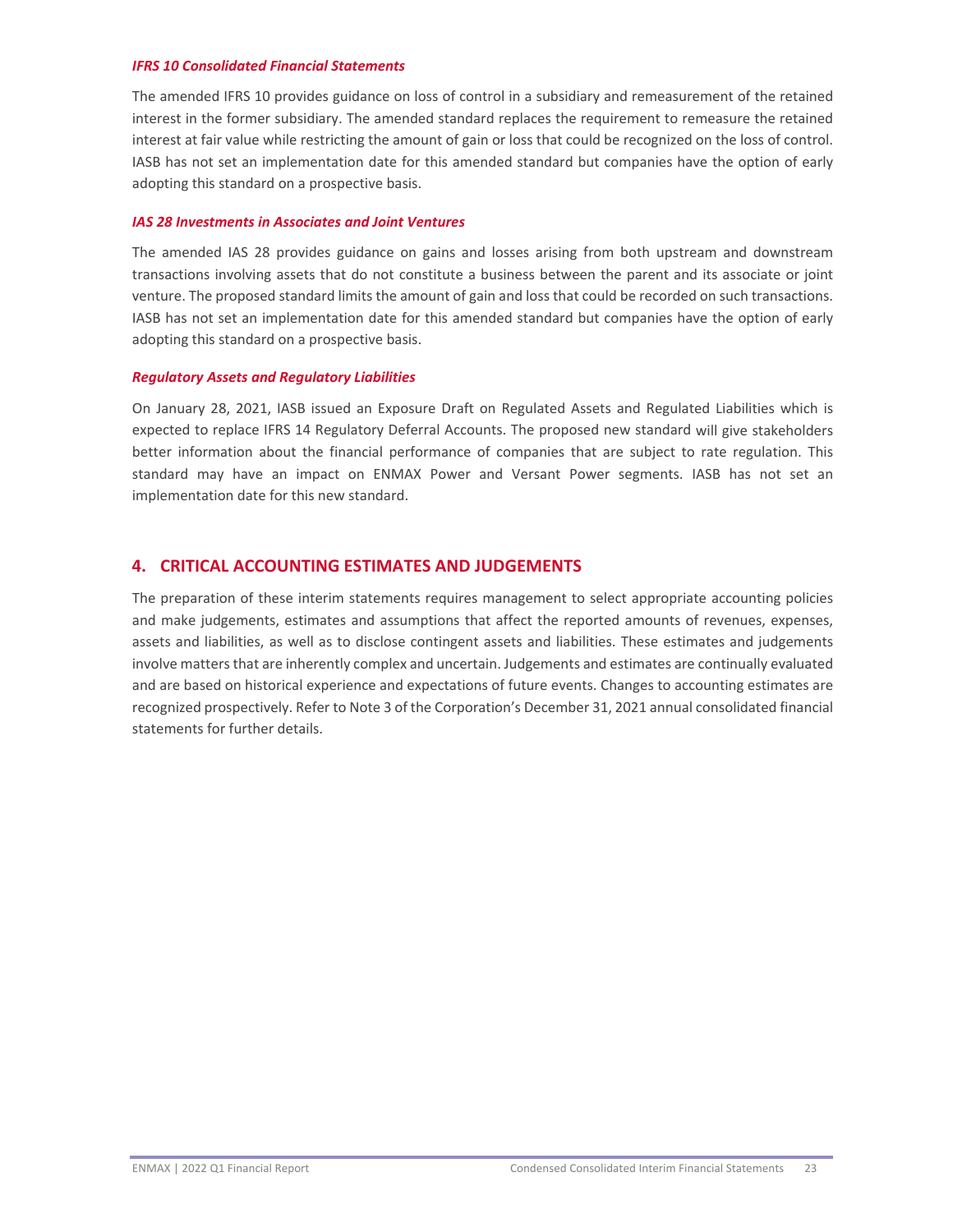### *IFRS 10 Consolidated Financial Statements*

The amended IFRS 10 provides guidance on loss of control in a subsidiary and remeasurement of the retained interest in the former subsidiary. The amended standard replaces the requirement to remeasure the retained interest at fair value while restricting the amount of gain or loss that could be recognized on the loss of control. IASB has not set an implementation date for this amended standard but companies have the option of early adopting this standard on a prospective basis.

### *IAS 28 Investments in Associates and Joint Ventures*

The amended IAS 28 provides guidance on gains and losses arising from both upstream and downstream transactions involving assets that do not constitute a business between the parent and its associate or joint venture. The proposed standard limits the amount of gain and loss that could be recorded on such transactions. IASB has not set an implementation date for this amended standard but companies have the option of early adopting this standard on a prospective basis.

### *Regulatory Assets and Regulatory Liabilities*

On January 28, 2021, IASB issued an Exposure Draft on Regulated Assets and Regulated Liabilities which is expected to replace IFRS 14 Regulatory Deferral Accounts. The proposed new standard will give stakeholders better information about the financial performance of companies that are subject to rate regulation. This standard may have an impact on ENMAX Power and Versant Power segments. IASB has not set an implementation date for this new standard.

## 4. CRITICAL ACCOUNTING ESTIMATES AND JUDGEMENTS

The preparation of these interim statements requires management to select appropriate accounting policies and make judgements, estimates and assumptions that affect the reported amounts of revenues, expenses, assets and liabilities, as well as to disclose contingent assets and liabilities. These estimates and judgements involve matters that are inherently complex and uncertain. Judgements and estimates are continually evaluated and are based on historical experience and expectations of future events. Changes to accounting estimates are recognized prospectively. Refer to Note 3 of the Corporation's December 31, 2021 annual consolidated financial statements for further details.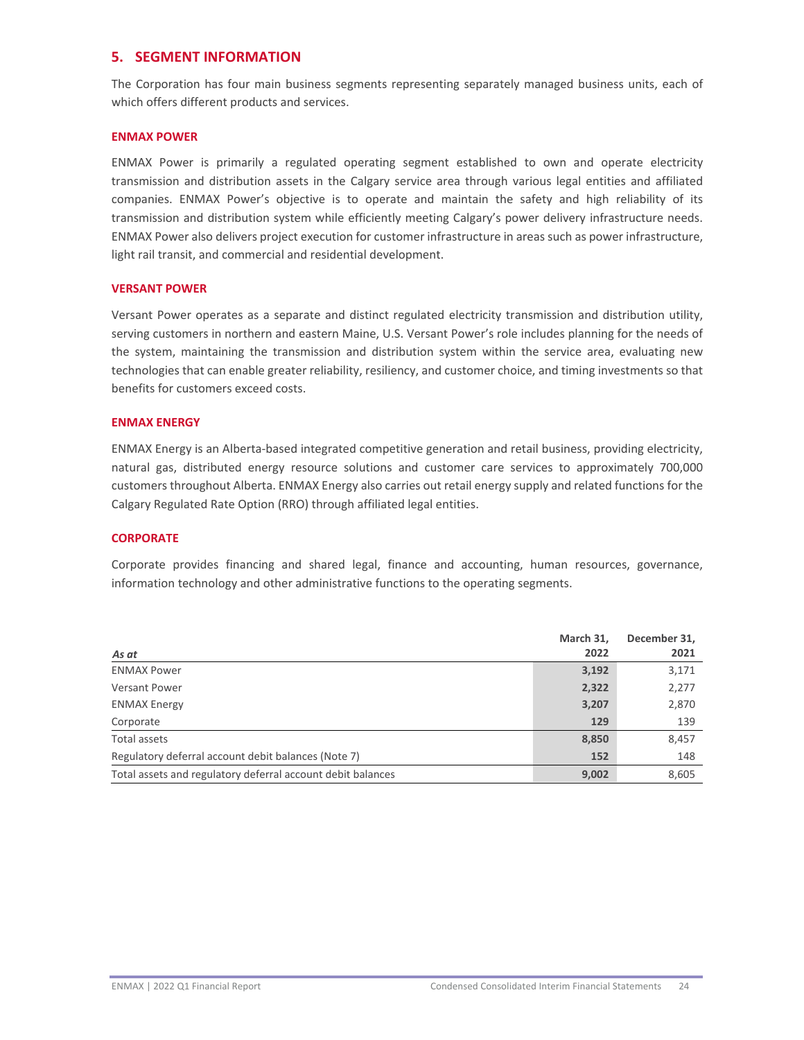## 5. SEGMENT INFORMATION

The Corporation has four main business segments representing separately managed business units, each of which offers different products and services.

### ENMAX POWER

ENMAX Power is primarily a regulated operating segment established to own and operate electricity transmission and distribution assets in the Calgary service area through various legal entities and affiliated companies. ENMAX Power's objective is to operate and maintain the safety and high reliability of its transmission and distribution system while efficiently meeting Calgary's power delivery infrastructure needs. ENMAX Power also delivers project execution for customer infrastructure in areas such as power infrastructure, light rail transit, and commercial and residential development.

### VERSANT POWER

Versant Power operates as a separate and distinct regulated electricity transmission and distribution utility, serving customers in northern and eastern Maine, U.S. Versant Power's role includes planning for the needs of the system, maintaining the transmission and distribution system within the service area, evaluating new technologies that can enable greater reliability, resiliency, and customer choice, and timing investments so that benefits for customers exceed costs.

### ENMAX ENERGY

ENMAX Energy is an Alberta-based integrated competitive generation and retail business, providing electricity, natural gas, distributed energy resource solutions and customer care services to approximately 700,000 customers throughout Alberta. ENMAX Energy also carries out retail energy supply and related functions for the Calgary Regulated Rate Option (RRO) through affiliated legal entities.

### CORPORATE

Corporate provides financing and shared legal, finance and accounting, human resources, governance, information technology and other administrative functions to the operating segments.

| *As at* | March 31, 2022 | December 31, 2021 |
|---|---|---|
| ENMAX Power | **3,192** | 3,171 |
| Versant Power | **2,322** | 2,277 |
| ENMAX Energy | **3,207** | 2,870 |
| Corporate | **129** | 139 |
| Total assets | **8,850** | 8,457 |
| Regulatory deferral account debit balances (Note 7) | **152** | 148 |
| Total assets and regulatory deferral account debit balances | **9,002** | 8,605 |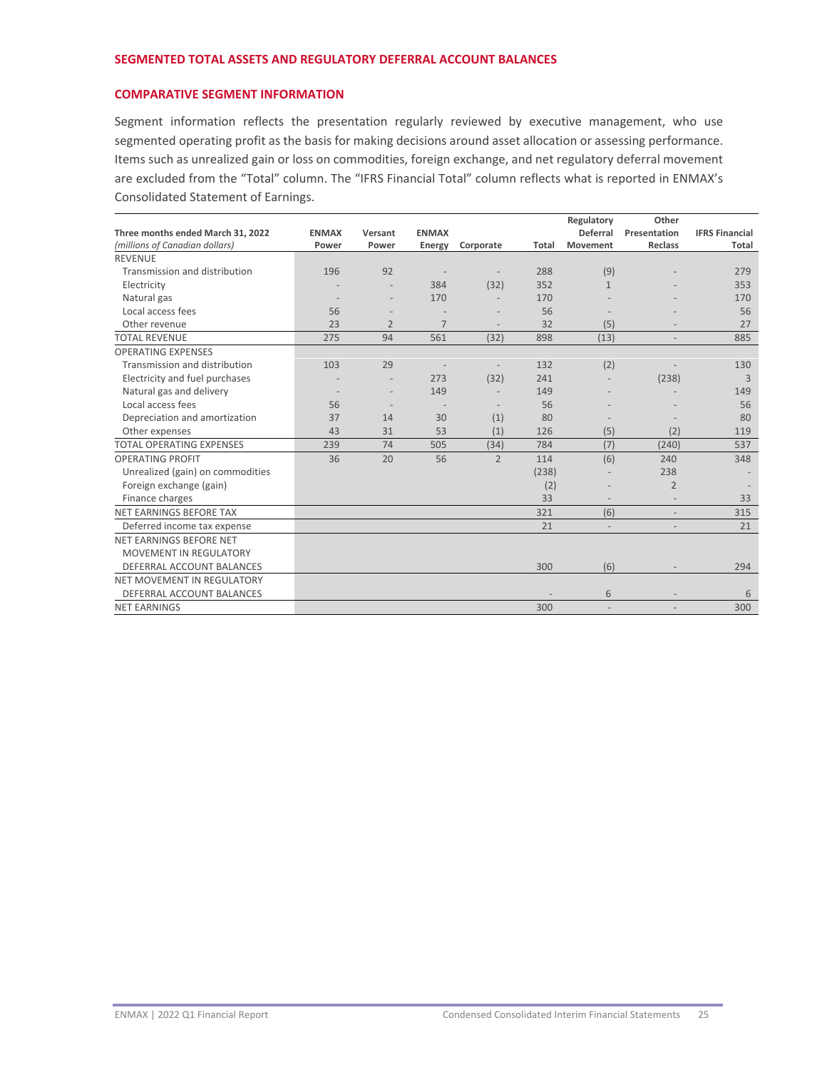## SEGMENTED TOTAL ASSETS AND REGULATORY DEFERRAL ACCOUNT BALANCES

### COMPARATIVE SEGMENT INFORMATION

Segment information reflects the presentation regularly reviewed by executive management, who use segmented operating profit as the basis for making decisions around asset allocation or assessing performance. Items such as unrealized gain or loss on commodities, foreign exchange, and net regulatory deferral movement are excluded from the "Total" column. The "IFRS Financial Total" column reflects what is reported in ENMAX's Consolidated Statement of Earnings.

| Three months ended March 31, 2022 *(millions of Canadian dollars)* | ENMAX Power | Versant Power | ENMAX Energy | Corporate | Total | Regulatory Deferral Movement | Other Presentation Reclass | IFRS Financial Total |
|---|---|---|---|---|---|---|---|---|
| REVENUE | | | | | | | | |
| Transmission and distribution | 196 | 92 | - | - | 288 | (9) | - | 279 |
| Electricity | - | - | 384 | (32) | 352 | 1 | - | 353 |
| Natural gas | - | - | 170 | - | 170 | - | - | 170 |
| Local access fees | 56 | - | - | - | 56 | - | - | 56 |
| Other revenue | 23 | 2 | 7 | - | 32 | (5) | - | 27 |
| TOTAL REVENUE | 275 | 94 | 561 | (32) | 898 | (13) | - | 885 |
| OPERATING EXPENSES | | | | | | | | |
| Transmission and distribution | 103 | 29 | - | - | 132 | (2) | - | 130 |
| Electricity and fuel purchases | - | - | 273 | (32) | 241 | - | (238) | 3 |
| Natural gas and delivery | - | - | 149 | - | 149 | - | - | 149 |
| Local access fees | 56 | - | - | - | 56 | - | - | 56 |
| Depreciation and amortization | 37 | 14 | 30 | (1) | 80 | - | - | 80 |
| Other expenses | 43 | 31 | 53 | (1) | 126 | (5) | (2) | 119 |
| TOTAL OPERATING EXPENSES | 239 | 74 | 505 | (34) | 784 | (7) | (240) | 537 |
| OPERATING PROFIT | 36 | 20 | 56 | 2 | 114 | (6) | 240 | 348 |
| Unrealized (gain) on commodities | | | | | (238) | - | 238 | - |
| Foreign exchange (gain) | | | | | (2) | - | 2 | - |
| Finance charges | | | | | 33 | - | - | 33 |
| NET EARNINGS BEFORE TAX | | | | | 321 | (6) | - | 315 |
| Deferred income tax expense | | | | | 21 | - | - | 21 |
| NET EARNINGS BEFORE NET MOVEMENT IN REGULATORY DEFERRAL ACCOUNT BALANCES | | | | | 300 | (6) | - | 294 |
| NET MOVEMENT IN REGULATORY DEFERRAL ACCOUNT BALANCES | | | | | - | 6 | - | 6 |
| NET EARNINGS | | | | | 300 | - | - | 300 |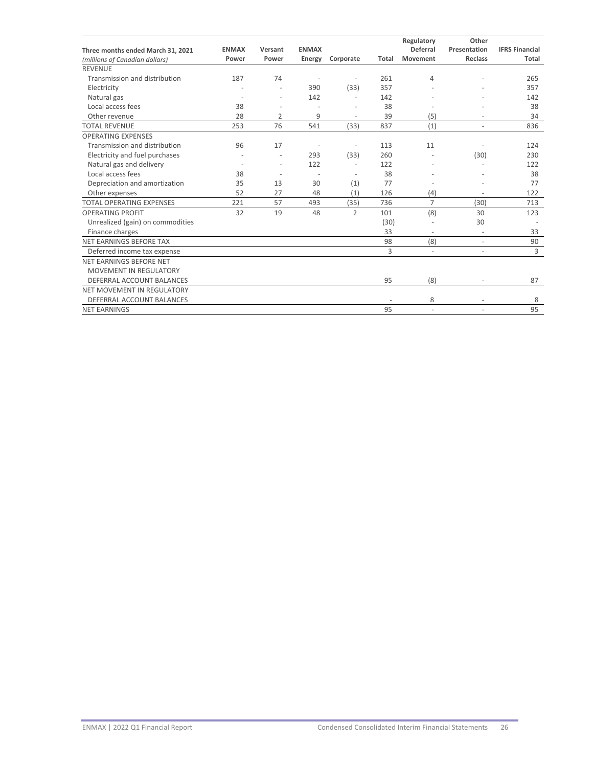| Three months ended March 31, 2021 *(millions of Canadian dollars)* | ENMAX Power | Versant Power | ENMAX Energy | Corporate | Total | Regulatory Deferral Movement | Other Presentation Reclass | IFRS Financial Total |
|---|---|---|---|---|---|---|---|---|
| REVENUE | | | | | | | | |
| Transmission and distribution | 187 | 74 | - | - | 261 | 4 | - | 265 |
| Electricity | - | - | 390 | (33) | 357 | - | - | 357 |
| Natural gas | - | - | 142 | - | 142 | - | - | 142 |
| Local access fees | 38 | - | - | - | 38 | - | - | 38 |
| Other revenue | 28 | 2 | 9 | - | 39 | (5) | - | 34 |
| TOTAL REVENUE | 253 | 76 | 541 | (33) | 837 | (1) | - | 836 |
| OPERATING EXPENSES | | | | | | | | |
| Transmission and distribution | 96 | 17 | - | - | 113 | 11 | - | 124 |
| Electricity and fuel purchases | - | - | 293 | (33) | 260 | - | (30) | 230 |
| Natural gas and delivery | - | - | 122 | - | 122 | - | - | 122 |
| Local access fees | 38 | - | - | - | 38 | - | - | 38 |
| Depreciation and amortization | 35 | 13 | 30 | (1) | 77 | - | - | 77 |
| Other expenses | 52 | 27 | 48 | (1) | 126 | (4) | - | 122 |
| TOTAL OPERATING EXPENSES | 221 | 57 | 493 | (35) | 736 | 7 | (30) | 713 |
| OPERATING PROFIT | 32 | 19 | 48 | 2 | 101 | (8) | 30 | 123 |
| Unrealized (gain) on commodities | | | | | (30) | - | 30 | - |
| Finance charges | | | | | 33 | - | - | 33 |
| NET EARNINGS BEFORE TAX | | | | | 98 | (8) | - | 90 |
| Deferred income tax expense | | | | | 3 | - | - | 3 |
| NET EARNINGS BEFORE NET MOVEMENT IN REGULATORY DEFERRAL ACCOUNT BALANCES | | | | | 95 | (8) | - | 87 |
| NET MOVEMENT IN REGULATORY DEFERRAL ACCOUNT BALANCES | | | | | - | 8 | - | 8 |
| NET EARNINGS | | | | | 95 | - | - | 95 |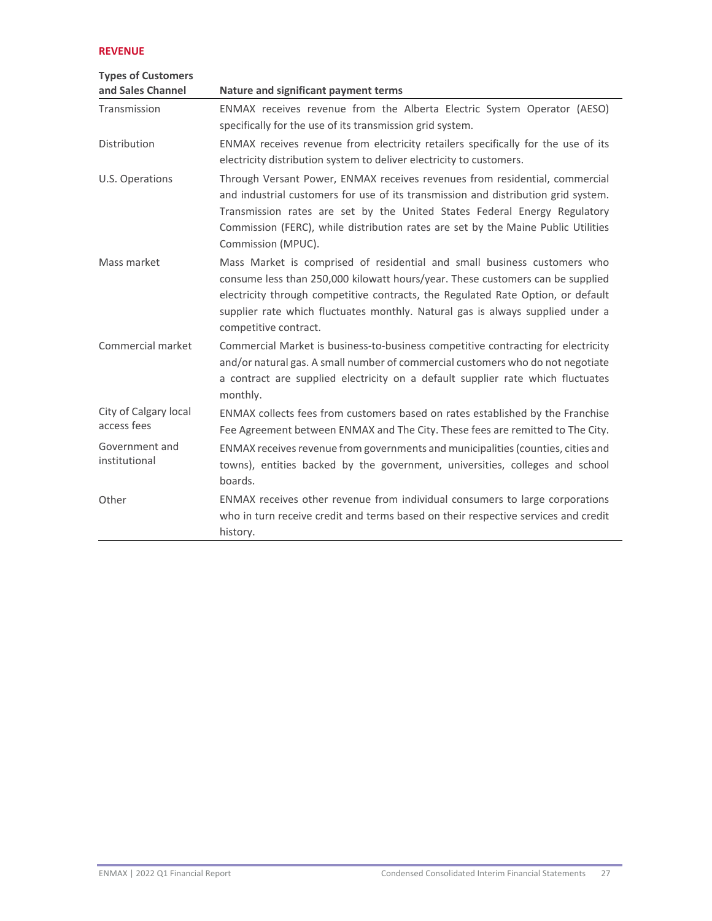## REVENUE

| Types of Customers and Sales Channel | Nature and significant payment terms |
|---|---|
| Transmission | ENMAX receives revenue from the Alberta Electric System Operator (AESO) specifically for the use of its transmission grid system. |
| Distribution | ENMAX receives revenue from electricity retailers specifically for the use of its electricity distribution system to deliver electricity to customers. |
| U.S. Operations | Through Versant Power, ENMAX receives revenues from residential, commercial and industrial customers for use of its transmission and distribution grid system. Transmission rates are set by the United States Federal Energy Regulatory Commission (FERC), while distribution rates are set by the Maine Public Utilities Commission (MPUC). |
| Mass market | Mass Market is comprised of residential and small business customers who consume less than 250,000 kilowatt hours/year. These customers can be supplied electricity through competitive contracts, the Regulated Rate Option, or default supplier rate which fluctuates monthly. Natural gas is always supplied under a competitive contract. |
| Commercial market | Commercial Market is business-to-business competitive contracting for electricity and/or natural gas. A small number of commercial customers who do not negotiate a contract are supplied electricity on a default supplier rate which fluctuates monthly. |
| City of Calgary local access fees | ENMAX collects fees from customers based on rates established by the Franchise Fee Agreement between ENMAX and The City. These fees are remitted to The City. |
| Government and institutional | ENMAX receives revenue from governments and municipalities (counties, cities and towns), entities backed by the government, universities, colleges and school boards. |
| Other | ENMAX receives other revenue from individual consumers to large corporations who in turn receive credit and terms based on their respective services and credit history. |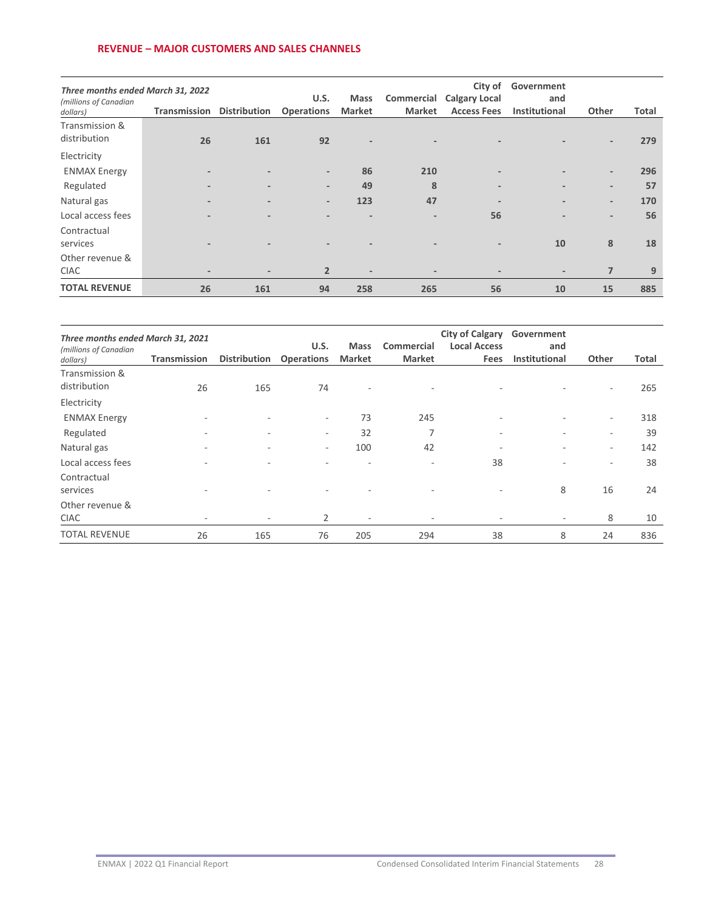## REVENUE – MAJOR CUSTOMERS AND SALES CHANNELS

| *Three months ended March 31, 2022* *(millions of Canadian dollars)* | Transmission | Distribution | U.S. Operations | Mass Market | Commercial Market | City of Calgary Local Access Fees | Government and Institutional | Other | Total |
|---|---|---|---|---|---|---|---|---|---|
| Transmission & distribution | 26 | 161 | 92 | - | - | - | - | - | 279 |
| Electricity | | | | | | | | | |
| ENMAX Energy | - | - | - | 86 | 210 | - | - | - | 296 |
| Regulated | - | - | - | 49 | 8 | - | - | - | 57 |
| Natural gas | - | - | - | 123 | 47 | - | - | - | 170 |
| Local access fees | - | - | - | - | - | 56 | - | - | 56 |
| Contractual services | - | - | - | - | - | - | 10 | 8 | 18 |
| Other revenue & CIAC | - | - | 2 | - | - | - | - | 7 | 9 |
| **TOTAL REVENUE** | 26 | 161 | 94 | 258 | 265 | 56 | 10 | 15 | 885 |

| *Three months ended March 31, 2021* *(millions of Canadian dollars)* | Transmission | Distribution | U.S. Operations | Mass Market | Commercial Market | City of Calgary Local Access Fees | Government and Institutional | Other | Total |
|---|---|---|---|---|---|---|---|---|---|
| Transmission & distribution | 26 | 165 | 74 | - | - | - | - | - | 265 |
| Electricity | | | | | | | | | |
| ENMAX Energy | - | - | - | 73 | 245 | - | - | - | 318 |
| Regulated | - | - | - | 32 | 7 | - | - | - | 39 |
| Natural gas | - | - | - | 100 | 42 | - | - | - | 142 |
| Local access fees | - | - | - | - | - | 38 | - | - | 38 |
| Contractual services | - | - | - | - | - | - | 8 | 16 | 24 |
| Other revenue & CIAC | - | - | 2 | - | - | - | - | 8 | 10 |
| TOTAL REVENUE | 26 | 165 | 76 | 205 | 294 | 38 | 8 | 24 | 836 |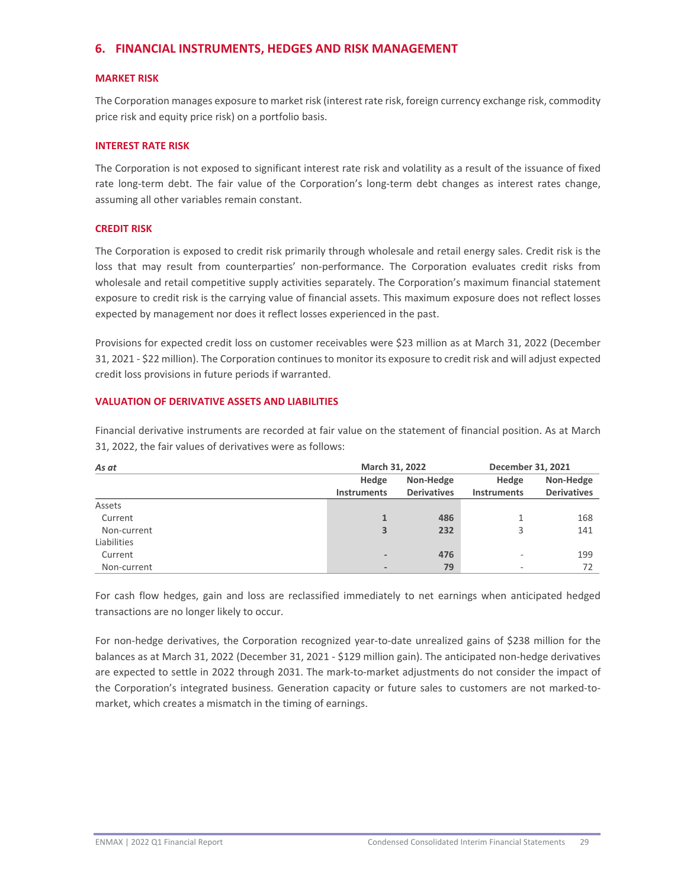## 6. FINANCIAL INSTRUMENTS, HEDGES AND RISK MANAGEMENT

### MARKET RISK

The Corporation manages exposure to market risk (interest rate risk, foreign currency exchange risk, commodity price risk and equity price risk) on a portfolio basis.

### INTEREST RATE RISK

The Corporation is not exposed to significant interest rate risk and volatility as a result of the issuance of fixed rate long-term debt. The fair value of the Corporation's long-term debt changes as interest rates change, assuming all other variables remain constant.

### CREDIT RISK

The Corporation is exposed to credit risk primarily through wholesale and retail energy sales. Credit risk is the loss that may result from counterparties' non-performance. The Corporation evaluates credit risks from wholesale and retail competitive supply activities separately. The Corporation's maximum financial statement exposure to credit risk is the carrying value of financial assets. This maximum exposure does not reflect losses expected by management nor does it reflect losses experienced in the past.

Provisions for expected credit loss on customer receivables were $23 million as at March 31, 2022 (December 31, 2021 - $22 million). The Corporation continues to monitor its exposure to credit risk and will adjust expected credit loss provisions in future periods if warranted.

### VALUATION OF DERIVATIVE ASSETS AND LIABILITIES

Financial derivative instruments are recorded at fair value on the statement of financial position. As at March 31, 2022, the fair values of derivatives were as follows:

| *As at* | March 31, 2022 | | December 31, 2021 | |
|---|---|---|---|---|
| | **Hedge Instruments** | **Non-Hedge Derivatives** | **Hedge Instruments** | **Non-Hedge Derivatives** |
| Assets | | | | |
| Current | **1** | **486** | 1 | 168 |
| Non-current | **3** | **232** | 3 | 141 |
| Liabilities | | | | |
| Current | **-** | **476** | - | 199 |
| Non-current | **-** | **79** | - | 72 |

For cash flow hedges, gain and loss are reclassified immediately to net earnings when anticipated hedged transactions are no longer likely to occur.

For non-hedge derivatives, the Corporation recognized year-to-date unrealized gains of $238 million for the balances as at March 31, 2022 (December 31, 2021 - $129 million gain). The anticipated non-hedge derivatives are expected to settle in 2022 through 2031. The mark-to-market adjustments do not consider the impact of the Corporation's integrated business. Generation capacity or future sales to customers are not marked-to-market, which creates a mismatch in the timing of earnings.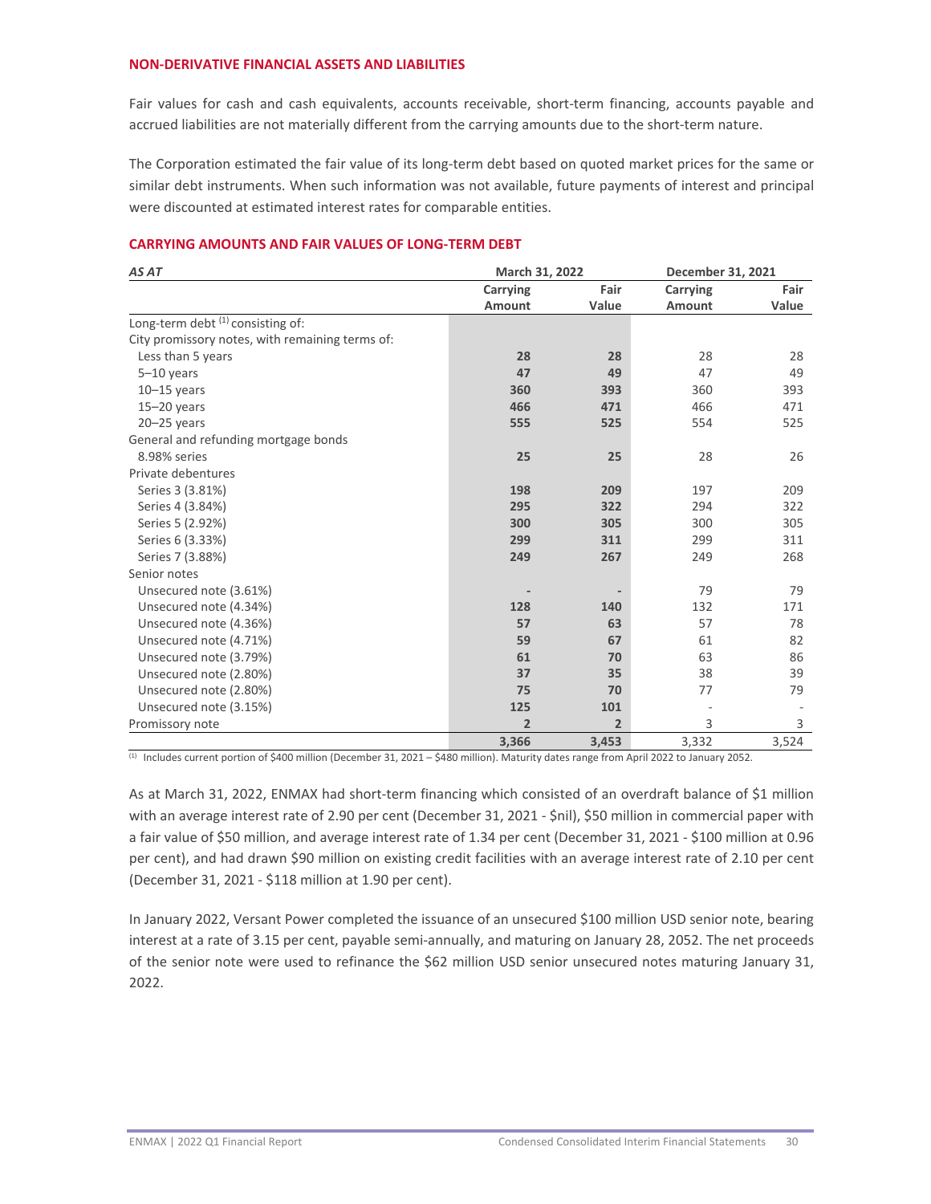### NON-DERIVATIVE FINANCIAL ASSETS AND LIABILITIES

Fair values for cash and cash equivalents, accounts receivable, short-term financing, accounts payable and accrued liabilities are not materially different from the carrying amounts due to the short-term nature.

The Corporation estimated the fair value of its long-term debt based on quoted market prices for the same or similar debt instruments. When such information was not available, future payments of interest and principal were discounted at estimated interest rates for comparable entities.

### CARRYING AMOUNTS AND FAIR VALUES OF LONG-TERM DEBT

| *AS AT* | March 31, 2022 | | December 31, 2021 | |
|---|---|---|---|---|
| | Carrying Amount | Fair Value | Carrying Amount | Fair Value |
| Long-term debt [1] consisting of: | | | | |
| City promissory notes, with remaining terms of: | | | | |
| Less than 5 years | **28** | **28** | 28 | 28 |
| 5–10 years | **47** | **49** | 47 | 49 |
| 10–15 years | **360** | **393** | 360 | 393 |
| 15–20 years | **466** | **471** | 466 | 471 |
| 20–25 years | **555** | **525** | 554 | 525 |
| General and refunding mortgage bonds | | | | |
| 8.98% series | **25** | **25** | 28 | 26 |
| Private debentures | | | | |
| Series 3 (3.81%) | **198** | **209** | 197 | 209 |
| Series 4 (3.84%) | **295** | **322** | 294 | 322 |
| Series 5 (2.92%) | **300** | **305** | 300 | 305 |
| Series 6 (3.33%) | **299** | **311** | 299 | 311 |
| Series 7 (3.88%) | **249** | **267** | 249 | 268 |
| Senior notes | | | | |
| Unsecured note (3.61%) | **-** | **-** | 79 | 79 |
| Unsecured note (4.34%) | **128** | **140** | 132 | 171 |
| Unsecured note (4.36%) | **57** | **63** | 57 | 78 |
| Unsecured note (4.71%) | **59** | **67** | 61 | 82 |
| Unsecured note (3.79%) | **61** | **70** | 63 | 86 |
| Unsecured note (2.80%) | **37** | **35** | 38 | 39 |
| Unsecured note (2.80%) | **75** | **70** | 77 | 79 |
| Unsecured note (3.15%) | **125** | **101** | - | - |
| Promissory note | **2** | **2** | 3 | 3 |
| | **3,366** | **3,453** | 3,332 | 3,524 |

[1] Includes current portion of $400 million (December 31, 2021 – $480 million). Maturity dates range from April 2022 to January 2052.

As at March 31, 2022, ENMAX had short-term financing which consisted of an overdraft balance of $1 million with an average interest rate of 2.90 per cent (December 31, 2021 - $nil), $50 million in commercial paper with a fair value of $50 million, and average interest rate of 1.34 per cent (December 31, 2021 - $100 million at 0.96 per cent), and had drawn $90 million on existing credit facilities with an average interest rate of 2.10 per cent (December 31, 2021 - $118 million at 1.90 per cent).

In January 2022, Versant Power completed the issuance of an unsecured $100 million USD senior note, bearing interest at a rate of 3.15 per cent, payable semi-annually, and maturing on January 28, 2052. The net proceeds of the senior note were used to refinance the $62 million USD senior unsecured notes maturing January 31, 2022.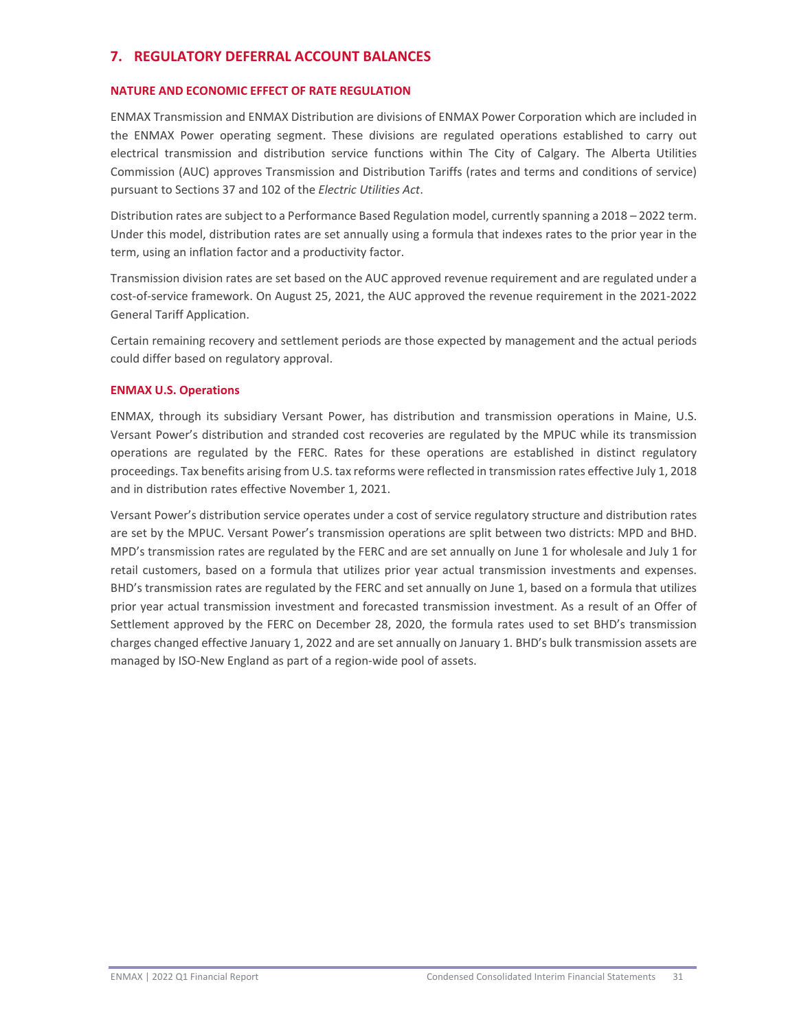## 7. REGULATORY DEFERRAL ACCOUNT BALANCES

### NATURE AND ECONOMIC EFFECT OF RATE REGULATION

ENMAX Transmission and ENMAX Distribution are divisions of ENMAX Power Corporation which are included in the ENMAX Power operating segment. These divisions are regulated operations established to carry out electrical transmission and distribution service functions within The City of Calgary. The Alberta Utilities Commission (AUC) approves Transmission and Distribution Tariffs (rates and terms and conditions of service) pursuant to Sections 37 and 102 of the *Electric Utilities Act*.

Distribution rates are subject to a Performance Based Regulation model, currently spanning a 2018 – 2022 term. Under this model, distribution rates are set annually using a formula that indexes rates to the prior year in the term, using an inflation factor and a productivity factor.

Transmission division rates are set based on the AUC approved revenue requirement and are regulated under a cost-of-service framework. On August 25, 2021, the AUC approved the revenue requirement in the 2021-2022 General Tariff Application.

Certain remaining recovery and settlement periods are those expected by management and the actual periods could differ based on regulatory approval.

### ENMAX U.S. Operations

ENMAX, through its subsidiary Versant Power, has distribution and transmission operations in Maine, U.S. Versant Power's distribution and stranded cost recoveries are regulated by the MPUC while its transmission operations are regulated by the FERC. Rates for these operations are established in distinct regulatory proceedings. Tax benefits arising from U.S. tax reforms were reflected in transmission rates effective July 1, 2018 and in distribution rates effective November 1, 2021.

Versant Power's distribution service operates under a cost of service regulatory structure and distribution rates are set by the MPUC. Versant Power's transmission operations are split between two districts: MPD and BHD. MPD's transmission rates are regulated by the FERC and are set annually on June 1 for wholesale and July 1 for retail customers, based on a formula that utilizes prior year actual transmission investments and expenses. BHD's transmission rates are regulated by the FERC and set annually on June 1, based on a formula that utilizes prior year actual transmission investment and forecasted transmission investment. As a result of an Offer of Settlement approved by the FERC on December 28, 2020, the formula rates used to set BHD's transmission charges changed effective January 1, 2022 and are set annually on January 1. BHD's bulk transmission assets are managed by ISO-New England as part of a region-wide pool of assets.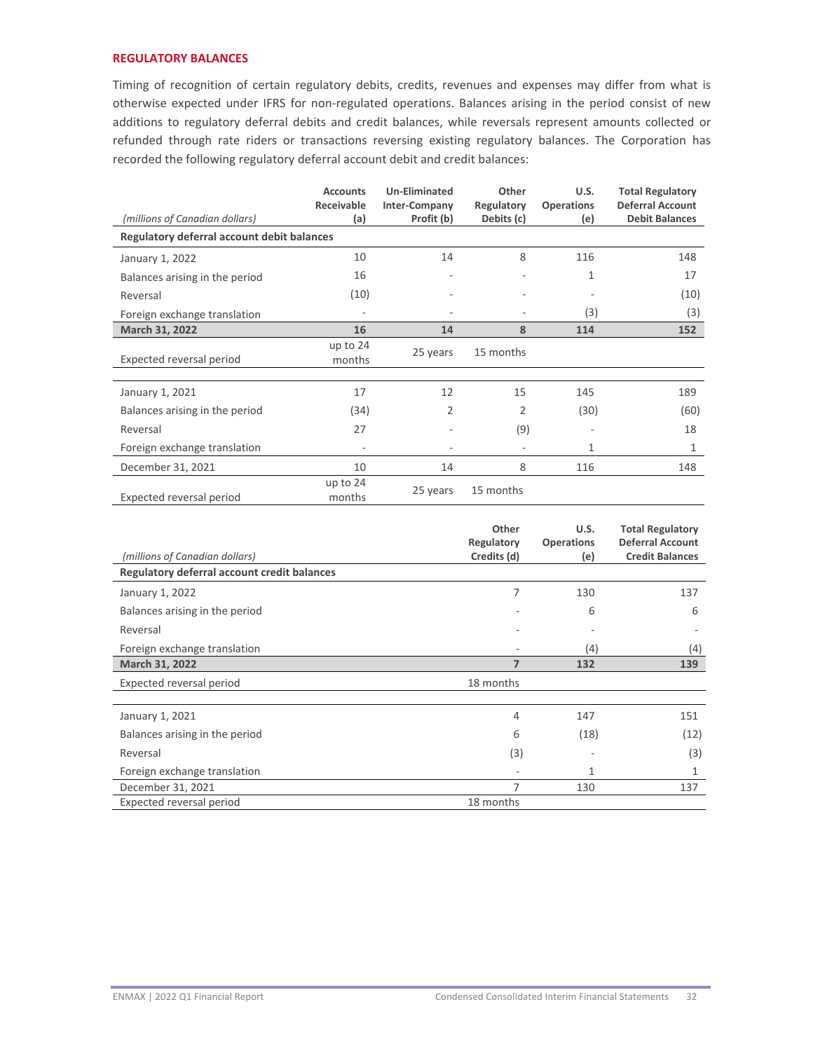## REGULATORY BALANCES

Timing of recognition of certain regulatory debits, credits, revenues and expenses may differ from what is otherwise expected under IFRS for non-regulated operations. Balances arising in the period consist of new additions to regulatory deferral debits and credit balances, while reversals represent amounts collected or refunded through rate riders or transactions reversing existing regulatory balances. The Corporation has recorded the following regulatory deferral account debit and credit balances:

| *(millions of Canadian dollars)* | **Accounts Receivable (a)** | **Un-Eliminated Inter-Company Profit (b)** | **Other Regulatory Debits (c)** | **U.S. Operations (e)** | **Total Regulatory Deferral Account Debit Balances** |
|---|---|---|---|---|---|
| **Regulatory deferral account debit balances** | | | | | |
| January 1, 2022 | 10 | 14 | 8 | 116 | 148 |
| Balances arising in the period | 16 | - | - | 1 | 17 |
| Reversal | (10) | - | - | - | (10) |
| Foreign exchange translation | - | - | - | (3) | (3) |
| **March 31, 2022** | **16** | **14** | **8** | **114** | **152** |
| Expected reversal period | up to 24 months | 25 years | 15 months | | |
| | | | | | |
| January 1, 2021 | 17 | 12 | 15 | 145 | 189 |
| Balances arising in the period | (34) | 2 | 2 | (30) | (60) |
| Reversal | 27 | - | (9) | - | 18 |
| Foreign exchange translation | - | - | - | 1 | 1 |
| December 31, 2021 | 10 | 14 | 8 | 116 | 148 |
| Expected reversal period | up to 24 months | 25 years | 15 months | | |

| *(millions of Canadian dollars)* | **Other Regulatory Credits (d)** | **U.S. Operations (e)** | **Total Regulatory Deferral Account Credit Balances** |
|---|---|---|---|
| **Regulatory deferral account credit balances** | | | |
| January 1, 2022 | 7 | 130 | 137 |
| Balances arising in the period | - | 6 | 6 |
| Reversal | - | - | - |
| Foreign exchange translation | - | (4) | (4) |
| **March 31, 2022** | **7** | **132** | **139** |
| Expected reversal period | 18 months | | |
| | | | |
| January 1, 2021 | 4 | 147 | 151 |
| Balances arising in the period | 6 | (18) | (12) |
| Reversal | (3) | - | (3) |
| Foreign exchange translation | - | 1 | 1 |
| December 31, 2021 | 7 | 130 | 137 |
| Expected reversal period | 18 months | | |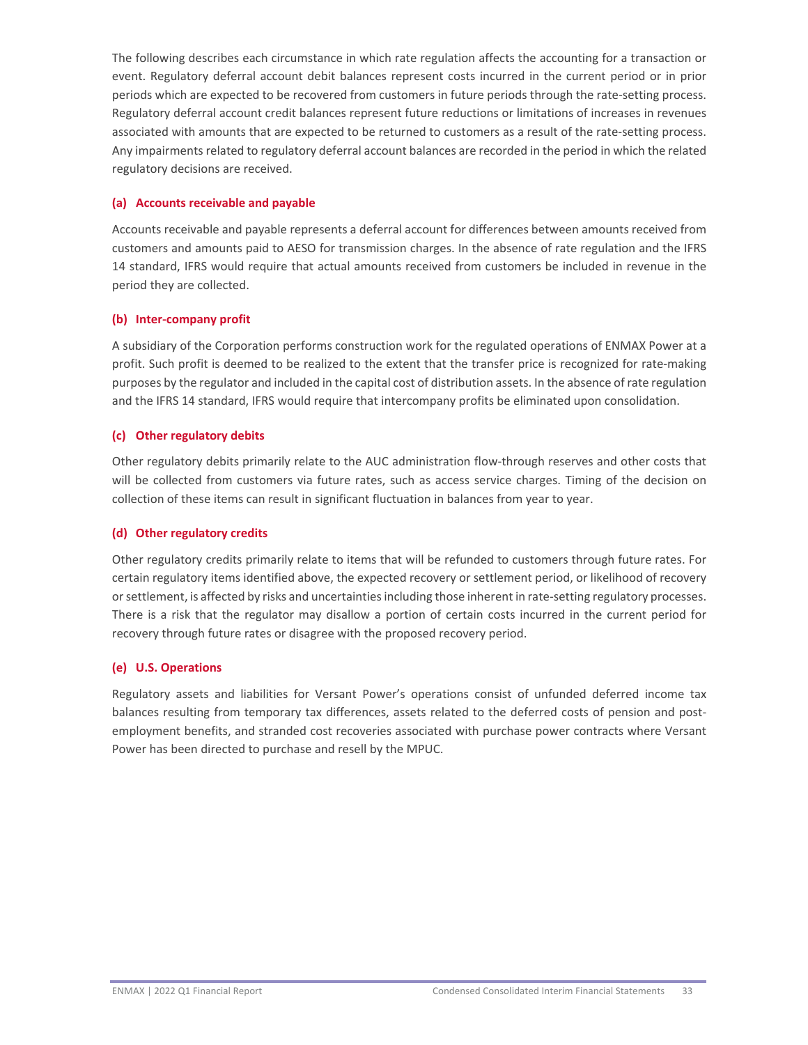The following describes each circumstance in which rate regulation affects the accounting for a transaction or event. Regulatory deferral account debit balances represent costs incurred in the current period or in prior periods which are expected to be recovered from customers in future periods through the rate-setting process. Regulatory deferral account credit balances represent future reductions or limitations of increases in revenues associated with amounts that are expected to be returned to customers as a result of the rate-setting process. Any impairments related to regulatory deferral account balances are recorded in the period in which the related regulatory decisions are received.

#### (a) Accounts receivable and payable

Accounts receivable and payable represents a deferral account for differences between amounts received from customers and amounts paid to AESO for transmission charges. In the absence of rate regulation and the IFRS 14 standard, IFRS would require that actual amounts received from customers be included in revenue in the period they are collected.

#### (b) Inter-company profit

A subsidiary of the Corporation performs construction work for the regulated operations of ENMAX Power at a profit. Such profit is deemed to be realized to the extent that the transfer price is recognized for rate-making purposes by the regulator and included in the capital cost of distribution assets. In the absence of rate regulation and the IFRS 14 standard, IFRS would require that intercompany profits be eliminated upon consolidation.

#### (c) Other regulatory debits

Other regulatory debits primarily relate to the AUC administration flow-through reserves and other costs that will be collected from customers via future rates, such as access service charges. Timing of the decision on collection of these items can result in significant fluctuation in balances from year to year.

#### (d) Other regulatory credits

Other regulatory credits primarily relate to items that will be refunded to customers through future rates. For certain regulatory items identified above, the expected recovery or settlement period, or likelihood of recovery or settlement, is affected by risks and uncertainties including those inherent in rate-setting regulatory processes. There is a risk that the regulator may disallow a portion of certain costs incurred in the current period for recovery through future rates or disagree with the proposed recovery period.

#### (e) U.S. Operations

Regulatory assets and liabilities for Versant Power's operations consist of unfunded deferred income tax balances resulting from temporary tax differences, assets related to the deferred costs of pension and post-employment benefits, and stranded cost recoveries associated with purchase power contracts where Versant Power has been directed to purchase and resell by the MPUC.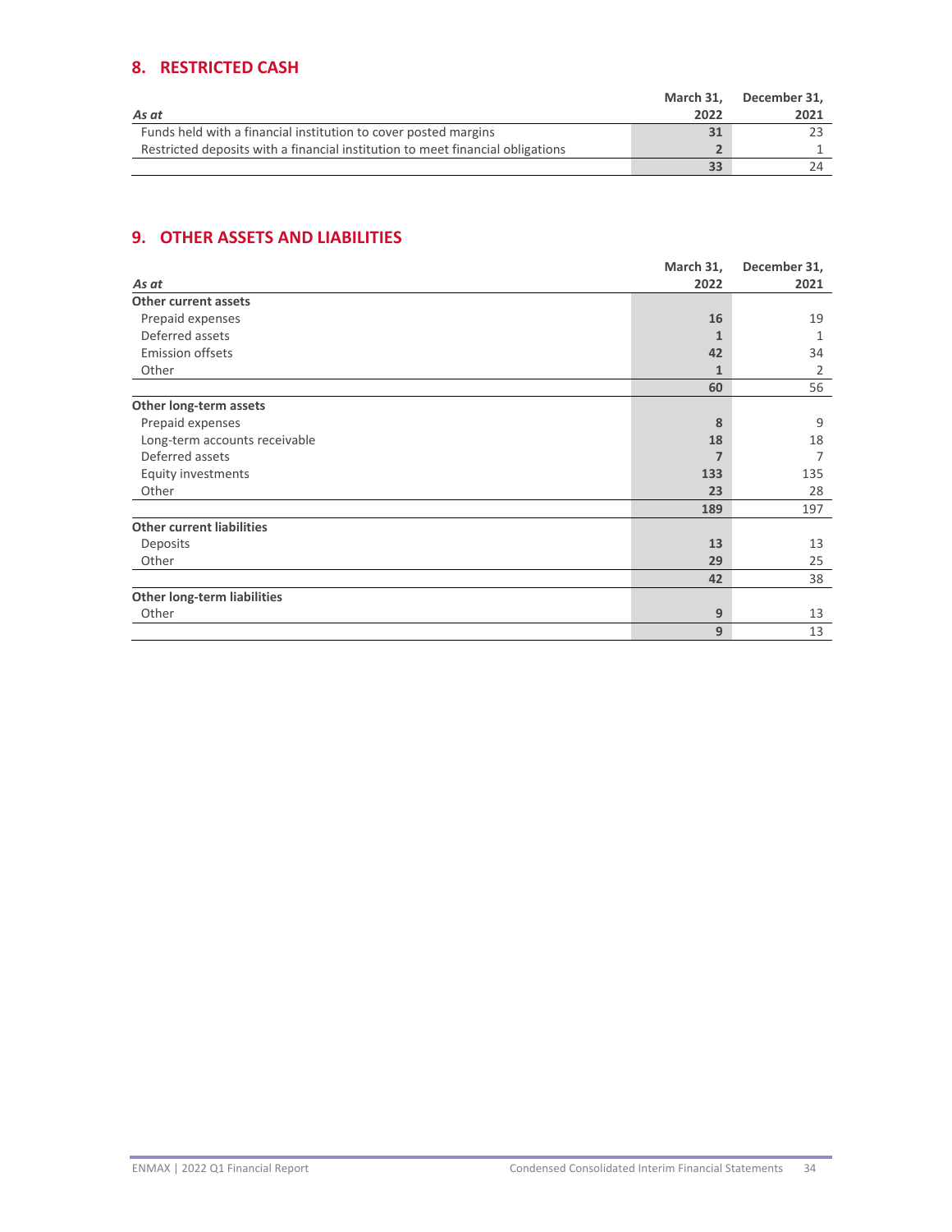## 8. RESTRICTED CASH

| *As at* | March 31, 2022 | December 31, 2021 |
|---|---|---|
| Funds held with a financial institution to cover posted margins | **31** | 23 |
| Restricted deposits with a financial institution to meet financial obligations | **2** | 1 |
| | **33** | 24 |

## 9. OTHER ASSETS AND LIABILITIES

| *As at* | March 31, 2022 | December 31, 2021 |
|---|---|---|
| **Other current assets** | | |
| Prepaid expenses | **16** | 19 |
| Deferred assets | **1** | 1 |
| Emission offsets | **42** | 34 |
| Other | **1** | 2 |
| | **60** | 56 |
| **Other long-term assets** | | |
| Prepaid expenses | **8** | 9 |
| Long-term accounts receivable | **18** | 18 |
| Deferred assets | **7** | 7 |
| Equity investments | **133** | 135 |
| Other | **23** | 28 |
| | **189** | 197 |
| **Other current liabilities** | | |
| Deposits | **13** | 13 |
| Other | **29** | 25 |
| | **42** | 38 |
| **Other long-term liabilities** | | |
| Other | **9** | 13 |
| | **9** | 13 |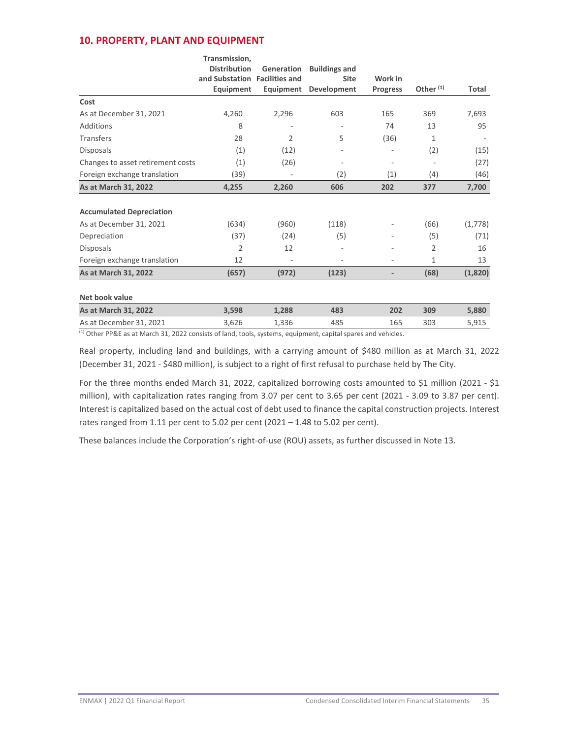## 10. PROPERTY, PLANT AND EQUIPMENT

| | Transmission, Distribution and Substation Equipment | Generation Facilities and Equipment | Buildings and Site Development | Work in Progress | Other [(1)] | Total |
|---|---|---|---|---|---|---|
| **Cost** | | | | | | |
| As at December 31, 2021 | 4,260 | 2,296 | 603 | 165 | 369 | 7,693 |
| Additions | 8 | - | - | 74 | 13 | 95 |
| Transfers | 28 | 2 | 5 | (36) | 1 | - |
| Disposals | (1) | (12) | - | - | (2) | (15) |
| Changes to asset retirement costs | (1) | (26) | - | - | - | (27) |
| Foreign exchange translation | (39) | - | (2) | (1) | (4) | (46) |
| **As at March 31, 2022** | **4,255** | **2,260** | **606** | **202** | **377** | **7,700** |
| | | | | | | |
| **Accumulated Depreciation** | | | | | | |
| As at December 31, 2021 | (634) | (960) | (118) | - | (66) | (1,778) |
| Depreciation | (37) | (24) | (5) | - | (5) | (71) |
| Disposals | 2 | 12 | - | - | 2 | 16 |
| Foreign exchange translation | 12 | - | - | - | 1 | 13 |
| **As at March 31, 2022** | **(657)** | **(972)** | **(123)** | **-** | **(68)** | **(1,820)** |
| | | | | | | |
| **Net book value** | | | | | | |
| **As at March 31, 2022** | **3,598** | **1,288** | **483** | **202** | **309** | **5,880** |
| As at December 31, 2021 | 3,626 | 1,336 | 485 | 165 | 303 | 5,915 |

[(1)] Other PP&E as at March 31, 2022 consists of land, tools, systems, equipment, capital spares and vehicles.

Real property, including land and buildings, with a carrying amount of $480 million as at March 31, 2022 (December 31, 2021 - $480 million), is subject to a right of first refusal to purchase held by The City.

For the three months ended March 31, 2022, capitalized borrowing costs amounted to $1 million (2021 - $1 million), with capitalization rates ranging from 3.07 per cent to 3.65 per cent (2021 - 3.09 to 3.87 per cent). Interest is capitalized based on the actual cost of debt used to finance the capital construction projects. Interest rates ranged from 1.11 per cent to 5.02 per cent (2021 – 1.48 to 5.02 per cent).

These balances include the Corporation's right-of-use (ROU) assets, as further discussed in Note 13.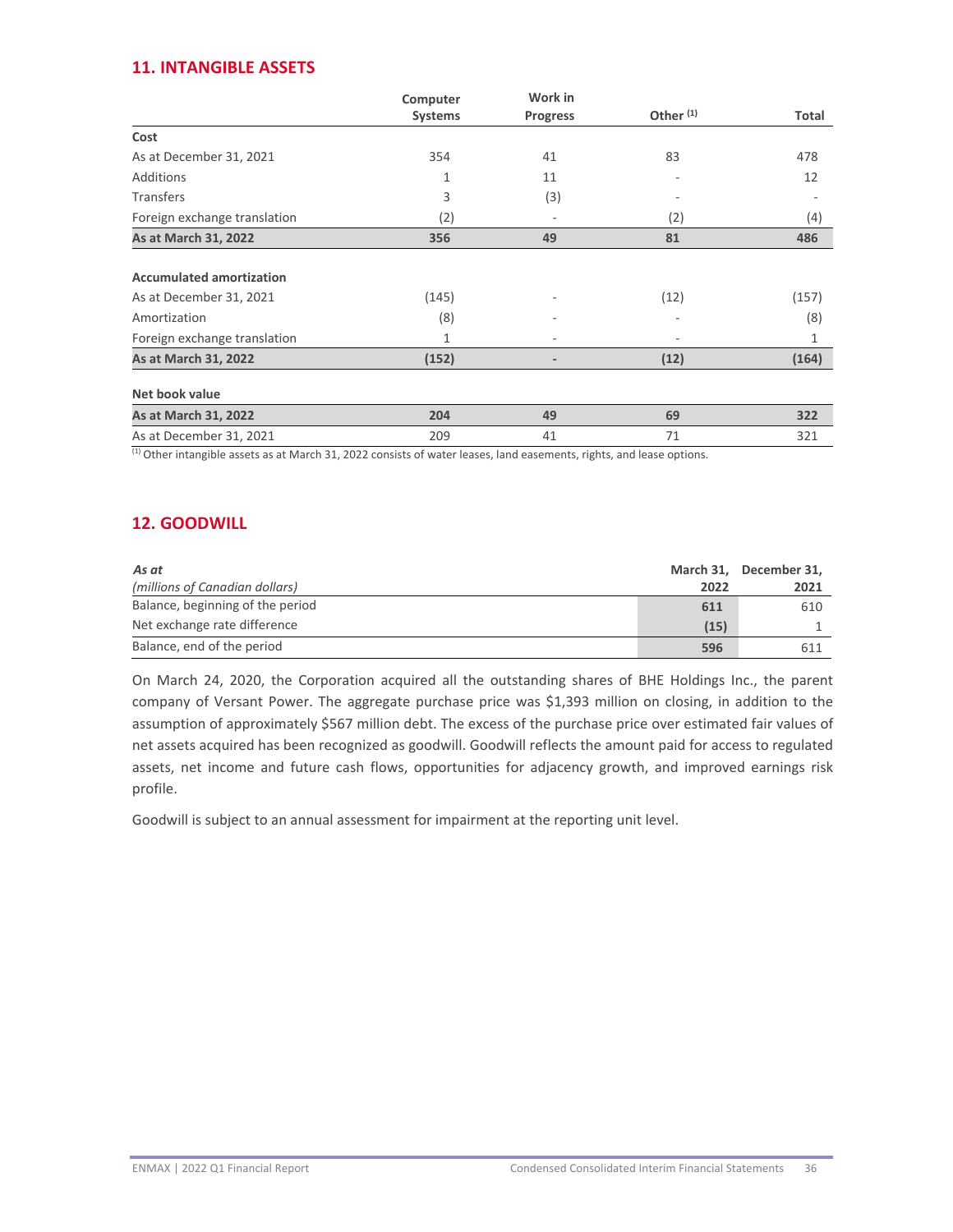## 11. INTANGIBLE ASSETS

| | Computer Systems | Work in Progress | Other [1] | Total |
|---|---|---|---|---|
| **Cost** | | | | |
| As at December 31, 2021 | 354 | 41 | 83 | 478 |
| Additions | 1 | 11 | - | 12 |
| Transfers | 3 | (3) | - | - |
| Foreign exchange translation | (2) | - | (2) | (4) |
| **As at March 31, 2022** | **356** | **49** | **81** | **486** |
| | | | | |
| **Accumulated amortization** | | | | |
| As at December 31, 2021 | (145) | - | (12) | (157) |
| Amortization | (8) | - | - | (8) |
| Foreign exchange translation | 1 | - | - | 1 |
| **As at March 31, 2022** | **(152)** | **-** | **(12)** | **(164)** |
| | | | | |
| **Net book value** | | | | |
| **As at March 31, 2022** | **204** | **49** | **69** | **322** |
| As at December 31, 2021 | 209 | 41 | 71 | 321 |

[1] Other intangible assets as at March 31, 2022 consists of water leases, land easements, rights, and lease options.

## 12. GOODWILL

| *As at* *(millions of Canadian dollars)* | March 31, 2022 | December 31, 2021 |
|---|---|---|
| Balance, beginning of the period | **611** | 610 |
| Net exchange rate difference | **(15)** | 1 |
| Balance, end of the period | **596** | 611 |

On March 24, 2020, the Corporation acquired all the outstanding shares of BHE Holdings Inc., the parent company of Versant Power. The aggregate purchase price was $1,393 million on closing, in addition to the assumption of approximately $567 million debt. The excess of the purchase price over estimated fair values of net assets acquired has been recognized as goodwill. Goodwill reflects the amount paid for access to regulated assets, net income and future cash flows, opportunities for adjacency growth, and improved earnings risk profile.

Goodwill is subject to an annual assessment for impairment at the reporting unit level.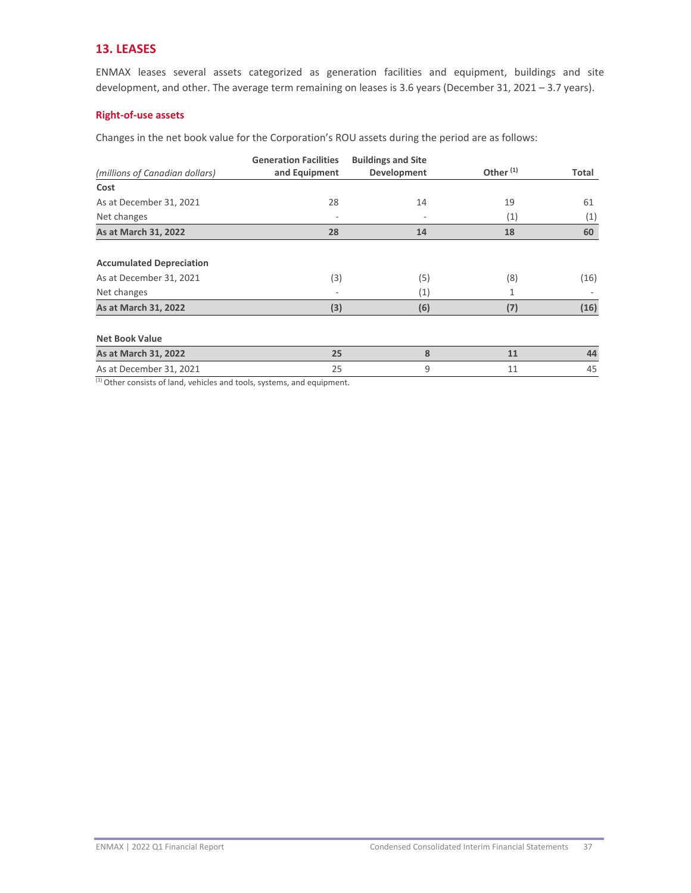## 13. LEASES

ENMAX leases several assets categorized as generation facilities and equipment, buildings and site development, and other. The average term remaining on leases is 3.6 years (December 31, 2021 – 3.7 years).

### Right-of-use assets

Changes in the net book value for the Corporation's ROU assets during the period are as follows:

| *(millions of Canadian dollars)* | Generation Facilities and Equipment | Buildings and Site Development | Other [1] | Total |
|---|---|---|---|---|
| **Cost** | | | | |
| As at December 31, 2021 | 28 | 14 | 19 | 61 |
| Net changes | - | - | (1) | (1) |
| **As at March 31, 2022** | **28** | **14** | **18** | **60** |
| | | | | |
| **Accumulated Depreciation** | | | | |
| As at December 31, 2021 | (3) | (5) | (8) | (16) |
| Net changes | - | (1) | 1 | - |
| **As at March 31, 2022** | **(3)** | **(6)** | **(7)** | **(16)** |
| | | | | |
| **Net Book Value** | | | | |
| **As at March 31, 2022** | **25** | **8** | **11** | **44** |
| As at December 31, 2021 | 25 | 9 | 11 | 45 |

[1] Other consists of land, vehicles and tools, systems, and equipment.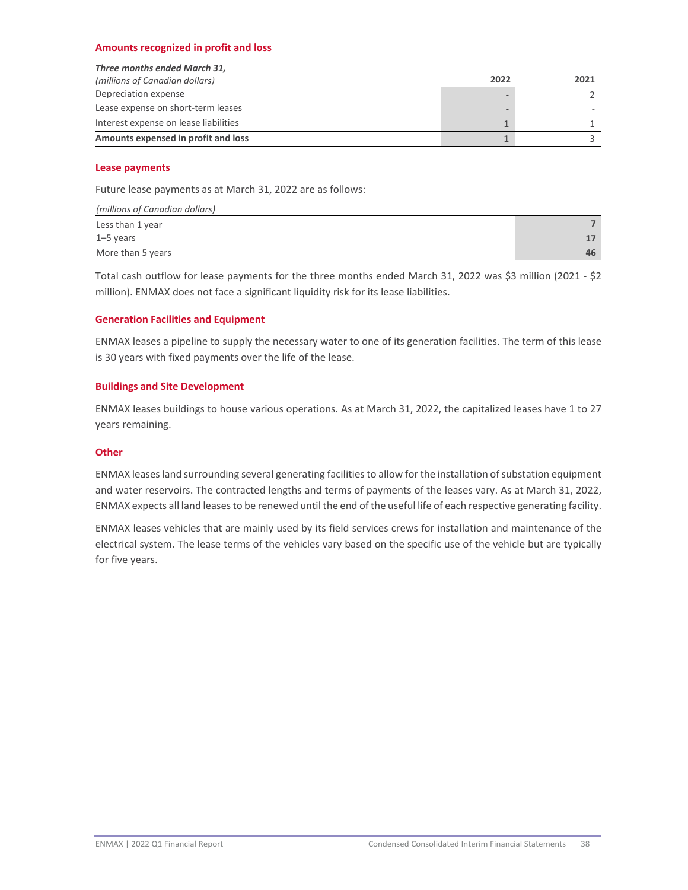### Amounts recognized in profit and loss

| ***Three months ended March 31,*** *(millions of Canadian dollars)* | 2022 | 2021 |
|---|---|---|
| Depreciation expense | - | 2 |
| Lease expense on short-term leases | - | - |
| Interest expense on lease liabilities | 1 | 1 |
| **Amounts expensed in profit and loss** | **1** | **3** |

### Lease payments

Future lease payments as at March 31, 2022 are as follows:

| *(millions of Canadian dollars)* | |
|---|---|
| Less than 1 year | 7 |
| 1–5 years | 17 |
| More than 5 years | 46 |

Total cash outflow for lease payments for the three months ended March 31, 2022 was $3 million (2021 - $2 million). ENMAX does not face a significant liquidity risk for its lease liabilities.

### Generation Facilities and Equipment

ENMAX leases a pipeline to supply the necessary water to one of its generation facilities. The term of this lease is 30 years with fixed payments over the life of the lease.

### Buildings and Site Development

ENMAX leases buildings to house various operations. As at March 31, 2022, the capitalized leases have 1 to 27 years remaining.

### Other

ENMAX leases land surrounding several generating facilities to allow for the installation of substation equipment and water reservoirs. The contracted lengths and terms of payments of the leases vary. As at March 31, 2022, ENMAX expects all land leases to be renewed until the end of the useful life of each respective generating facility.

ENMAX leases vehicles that are mainly used by its field services crews for installation and maintenance of the electrical system. The lease terms of the vehicles vary based on the specific use of the vehicle but are typically for five years.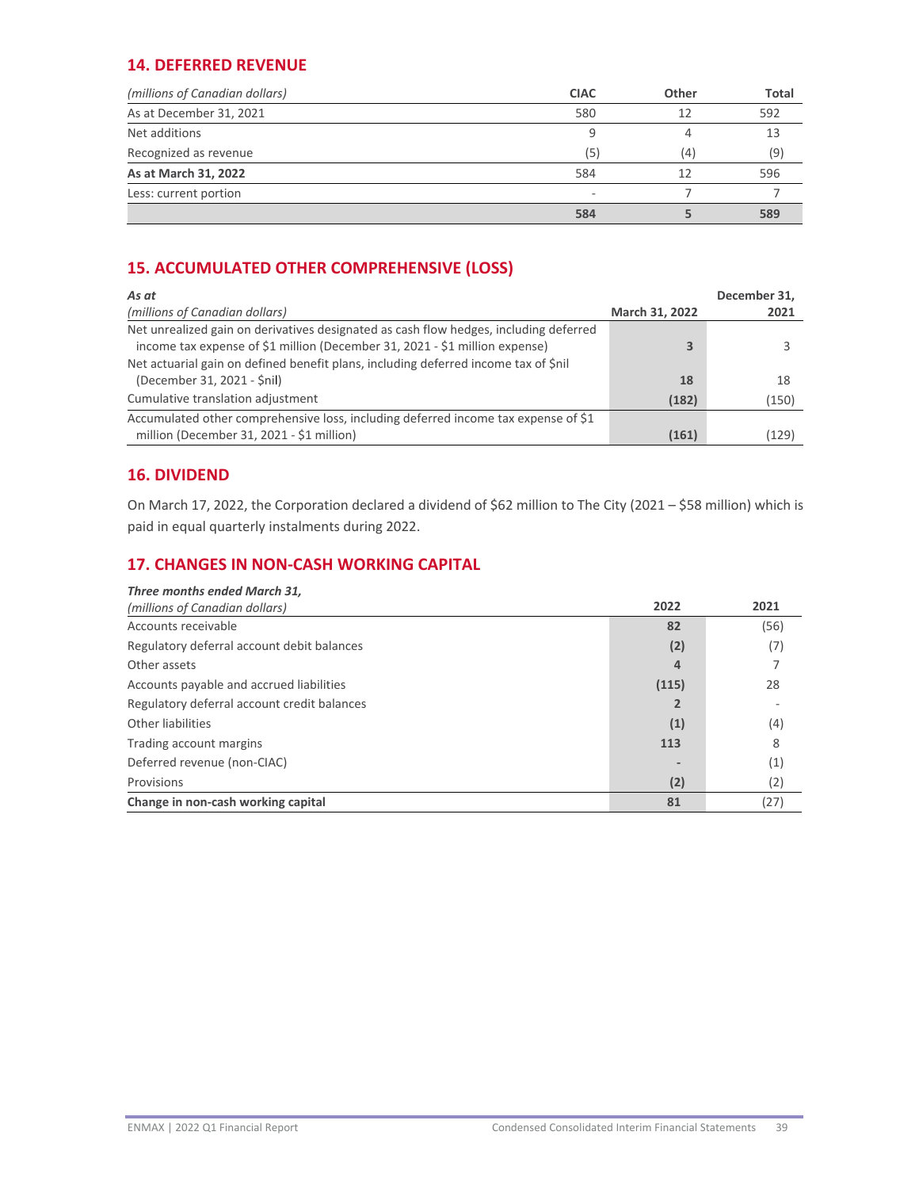## 14. DEFERRED REVENUE

| *(millions of Canadian dollars)* | CIAC | Other | Total |
|---|---|---|---|
| As at December 31, 2021 | 580 | 12 | 592 |
| Net additions | 9 | 4 | 13 |
| Recognized as revenue | (5) | (4) | (9) |
| **As at March 31, 2022** | 584 | 12 | 596 |
| Less: current portion | - | 7 | 7 |
| | **584** | **5** | **589** |

## 15. ACCUMULATED OTHER COMPREHENSIVE (LOSS)

| ***As at*** *(millions of Canadian dollars)* | **March 31, 2022** | **December 31, 2021** |
|---|---|---|
| Net unrealized gain on derivatives designated as cash flow hedges, including deferred income tax expense of $1 million (December 31, 2021 - $1 million expense) | **3** | 3 |
| Net actuarial gain on defined benefit plans, including deferred income tax of $nil (December 31, 2021 - $nil) | **18** | 18 |
| Cumulative translation adjustment | **(182)** | (150) |
| Accumulated other comprehensive loss, including deferred income tax expense of $1 million (December 31, 2021 - $1 million) | **(161)** | (129) |

## 16. DIVIDEND

On March 17, 2022, the Corporation declared a dividend of $62 million to The City (2021 – $58 million) which is paid in equal quarterly instalments during 2022.

## 17. CHANGES IN NON-CASH WORKING CAPITAL

| ***Three months ended March 31,*** *(millions of Canadian dollars)* | **2022** | **2021** |
|---|---|---|
| Accounts receivable | **82** | (56) |
| Regulatory deferral account debit balances | **(2)** | (7) |
| Other assets | **4** | 7 |
| Accounts payable and accrued liabilities | **(115)** | 28 |
| Regulatory deferral account credit balances | **2** | - |
| Other liabilities | **(1)** | (4) |
| Trading account margins | **113** | 8 |
| Deferred revenue (non-CIAC) | **-** | (1) |
| Provisions | **(2)** | (2) |
| **Change in non-cash working capital** | **81** | (27) |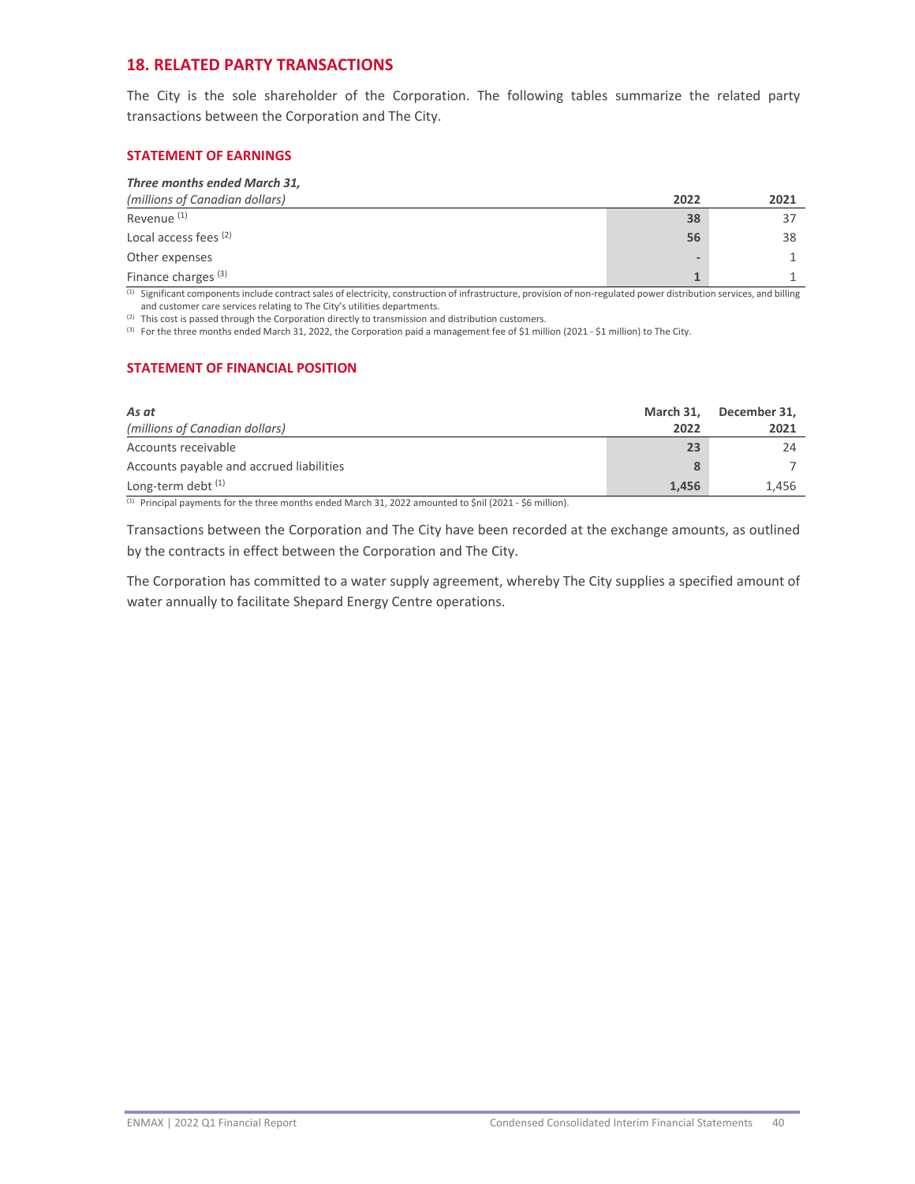## 18. RELATED PARTY TRANSACTIONS

The City is the sole shareholder of the Corporation. The following tables summarize the related party transactions between the Corporation and The City.

### STATEMENT OF EARNINGS

| ***Three months ended March 31,*** *(millions of Canadian dollars)* | **2022** | **2021** |
|---|---|---|
| Revenue [1] | **38** | 37 |
| Local access fees [2] | **56** | 38 |
| Other expenses | **-** | 1 |
| Finance charges [3] | **1** | 1 |

[1] Significant components include contract sales of electricity, construction of infrastructure, provision of non-regulated power distribution services, and billing and customer care services relating to The City's utilities departments.

[2] This cost is passed through the Corporation directly to transmission and distribution customers.

[3] For the three months ended March 31, 2022, the Corporation paid a management fee of $1 million (2021 - $1 million) to The City.

### STATEMENT OF FINANCIAL POSITION

| ***As at*** *(millions of Canadian dollars)* | **March 31, 2022** | **December 31, 2021** |
|---|---|---|
| Accounts receivable | **23** | 24 |
| Accounts payable and accrued liabilities | **8** | 7 |
| Long-term debt [1] | **1,456** | 1,456 |

[1] Principal payments for the three months ended March 31, 2022 amounted to $nil (2021 - $6 million).

Transactions between the Corporation and The City have been recorded at the exchange amounts, as outlined by the contracts in effect between the Corporation and The City.

The Corporation has committed to a water supply agreement, whereby The City supplies a specified amount of water annually to facilitate Shepard Energy Centre operations.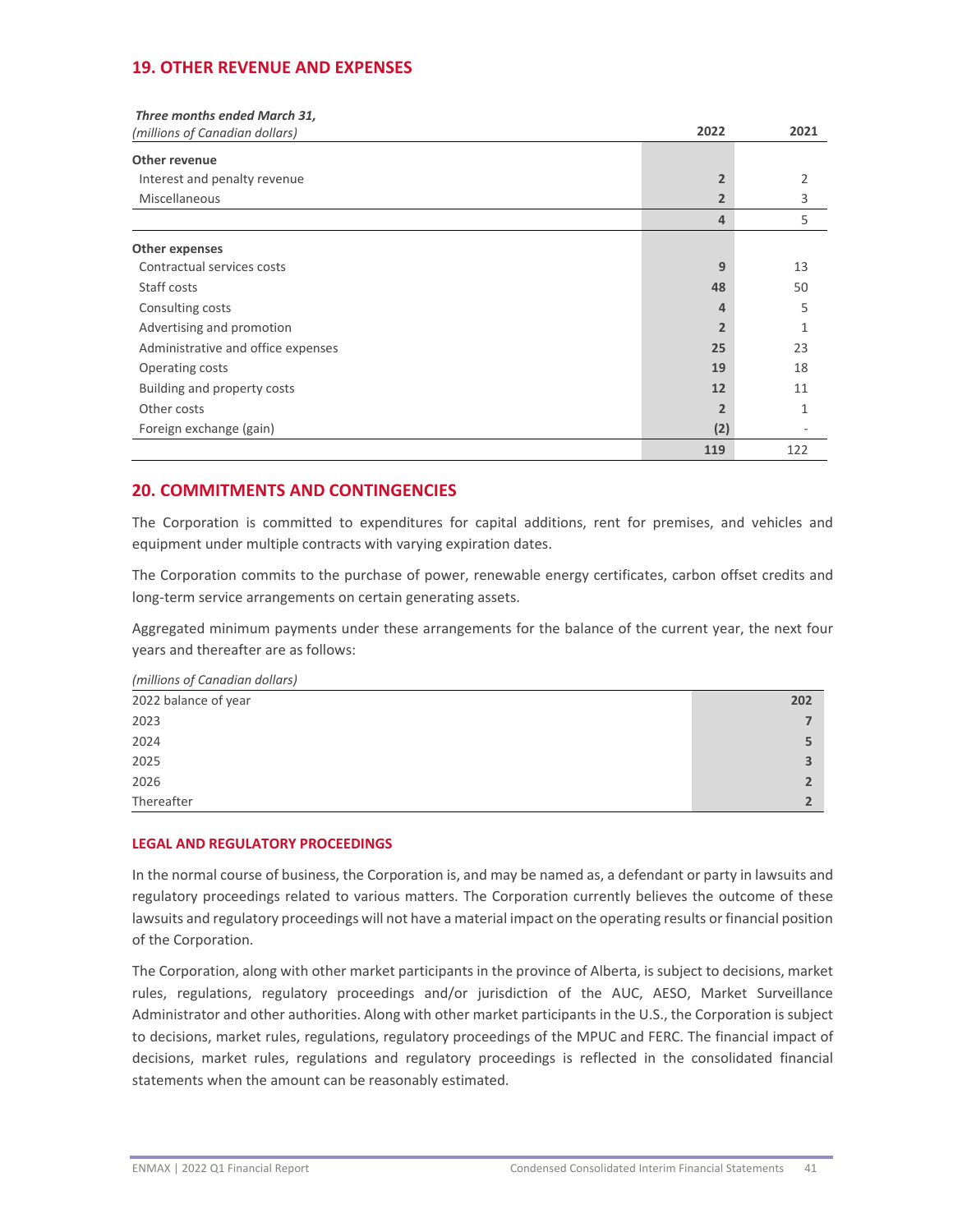## 19. OTHER REVENUE AND EXPENSES

| *Three months ended March 31,* *(millions of Canadian dollars)* | **2022** | 2021 |
|---|---|---|
| **Other revenue** | | |
| Interest and penalty revenue | **2** | 2 |
| Miscellaneous | **2** | 3 |
| | **4** | 5 |
| **Other expenses** | | |
| Contractual services costs | **9** | 13 |
| Staff costs | **48** | 50 |
| Consulting costs | **4** | 5 |
| Advertising and promotion | **2** | 1 |
| Administrative and office expenses | **25** | 23 |
| Operating costs | **19** | 18 |
| Building and property costs | **12** | 11 |
| Other costs | **2** | 1 |
| Foreign exchange (gain) | **(2)** | - |
| | **119** | 122 |

## 20. COMMITMENTS AND CONTINGENCIES

The Corporation is committed to expenditures for capital additions, rent for premises, and vehicles and equipment under multiple contracts with varying expiration dates.

The Corporation commits to the purchase of power, renewable energy certificates, carbon offset credits and long-term service arrangements on certain generating assets.

Aggregated minimum payments under these arrangements for the balance of the current year, the next four years and thereafter are as follows:

| *(millions of Canadian dollars)* | |
|---|---|
| 2022 balance of year | **202** |
| 2023 | **7** |
| 2024 | **5** |
| 2025 | **3** |
| 2026 | **2** |
| Thereafter | **2** |

### LEGAL AND REGULATORY PROCEEDINGS

In the normal course of business, the Corporation is, and may be named as, a defendant or party in lawsuits and regulatory proceedings related to various matters. The Corporation currently believes the outcome of these lawsuits and regulatory proceedings will not have a material impact on the operating results or financial position of the Corporation.

The Corporation, along with other market participants in the province of Alberta, is subject to decisions, market rules, regulations, regulatory proceedings and/or jurisdiction of the AUC, AESO, Market Surveillance Administrator and other authorities. Along with other market participants in the U.S., the Corporation is subject to decisions, market rules, regulations, regulatory proceedings of the MPUC and FERC. The financial impact of decisions, market rules, regulations and regulatory proceedings is reflected in the consolidated financial statements when the amount can be reasonably estimated.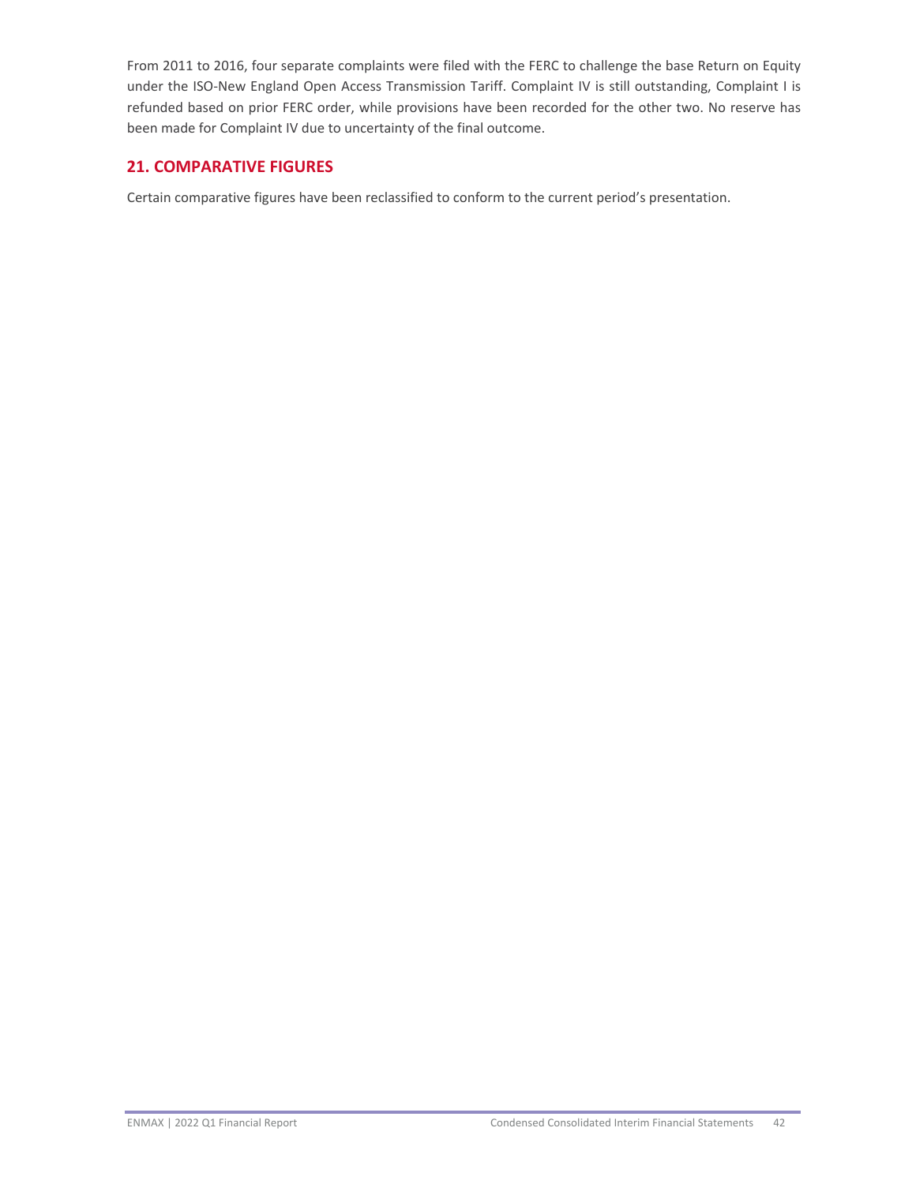From 2011 to 2016, four separate complaints were filed with the FERC to challenge the base Return on Equity under the ISO-New England Open Access Transmission Tariff. Complaint IV is still outstanding, Complaint I is refunded based on prior FERC order, while provisions have been recorded for the other two. No reserve has been made for Complaint IV due to uncertainty of the final outcome.

## 21. COMPARATIVE FIGURES

Certain comparative figures have been reclassified to conform to the current period's presentation.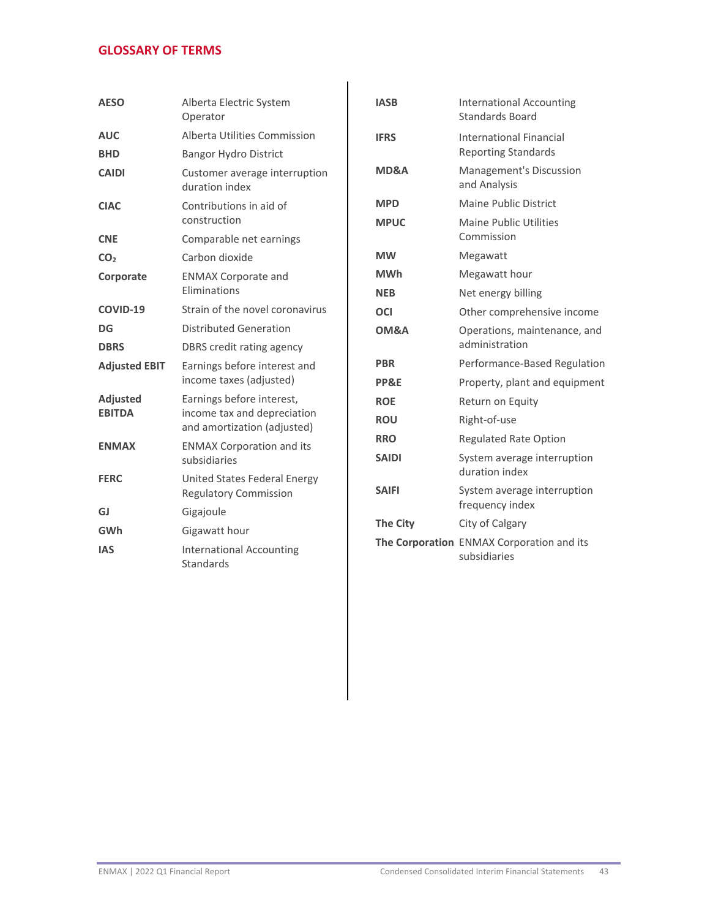## GLOSSARY OF TERMS

| | |
|---|---|
| **AESO** | Alberta Electric System Operator |
| **AUC** | Alberta Utilities Commission |
| **BHD** | Bangor Hydro District |
| **CAIDI** | Customer average interruption duration index |
| **CIAC** | Contributions in aid of construction |
| **CNE** | Comparable net earnings |
| **$CO_2$** | Carbon dioxide |
| **Corporate** | ENMAX Corporate and Eliminations |
| **COVID-19** | Strain of the novel coronavirus |
| **DG** | Distributed Generation |
| **DBRS** | DBRS credit rating agency |
| **Adjusted EBIT** | Earnings before interest and income taxes (adjusted) |
| **Adjusted EBITDA** | Earnings before interest, income tax and depreciation and amortization (adjusted) |
| **ENMAX** | ENMAX Corporation and its subsidiaries |
| **FERC** | United States Federal Energy Regulatory Commission |
| **GJ** | Gigajoule |
| **GWh** | Gigawatt hour |
| **IAS** | International Accounting Standards |
| **IASB** | International Accounting Standards Board |
| **IFRS** | International Financial Reporting Standards |
| **MD&A** | Management's Discussion and Analysis |
| **MPD** | Maine Public District |
| **MPUC** | Maine Public Utilities Commission |
| **MW** | Megawatt |
| **MWh** | Megawatt hour |
| **NEB** | Net energy billing |
| **OCI** | Other comprehensive income |
| **OM&A** | Operations, maintenance, and administration |
| **PBR** | Performance-Based Regulation |
| **PP&E** | Property, plant and equipment |
| **ROE** | Return on Equity |
| **ROU** | Right-of-use |
| **RRO** | Regulated Rate Option |
| **SAIDI** | System average interruption duration index |
| **SAIFI** | System average interruption frequency index |
| **The City** | City of Calgary |
| **The Corporation** | ENMAX Corporation and its subsidiaries |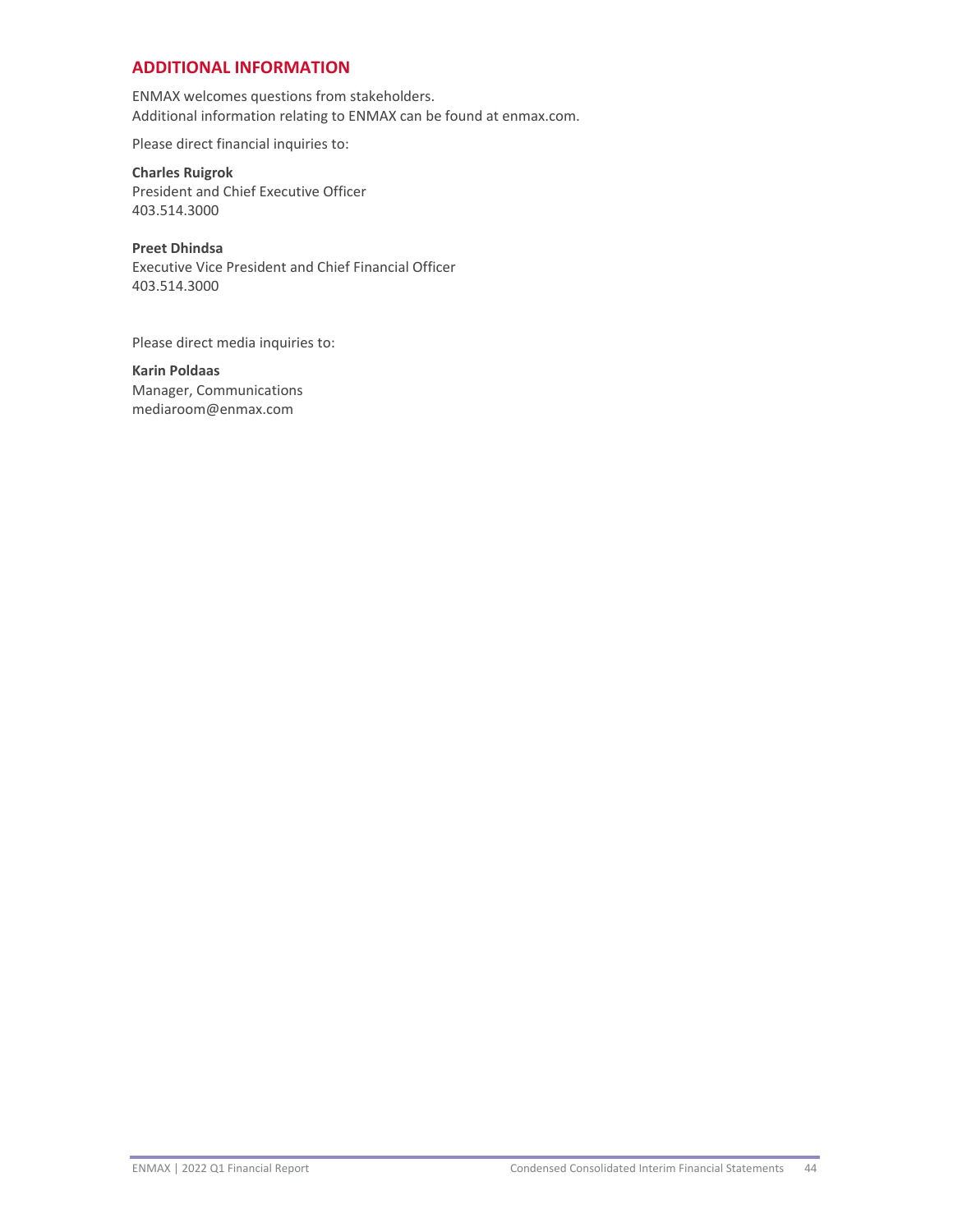## ADDITIONAL INFORMATION

ENMAX welcomes questions from stakeholders.
Additional information relating to ENMAX can be found at enmax.com.

Please direct financial inquiries to:

**Charles Ruigrok**
President and Chief Executive Officer
403.514.3000

**Preet Dhindsa**
Executive Vice President and Chief Financial Officer
403.514.3000

Please direct media inquiries to:

**Karin Poldaas**
Manager, Communications
mediaroom@enmax.com